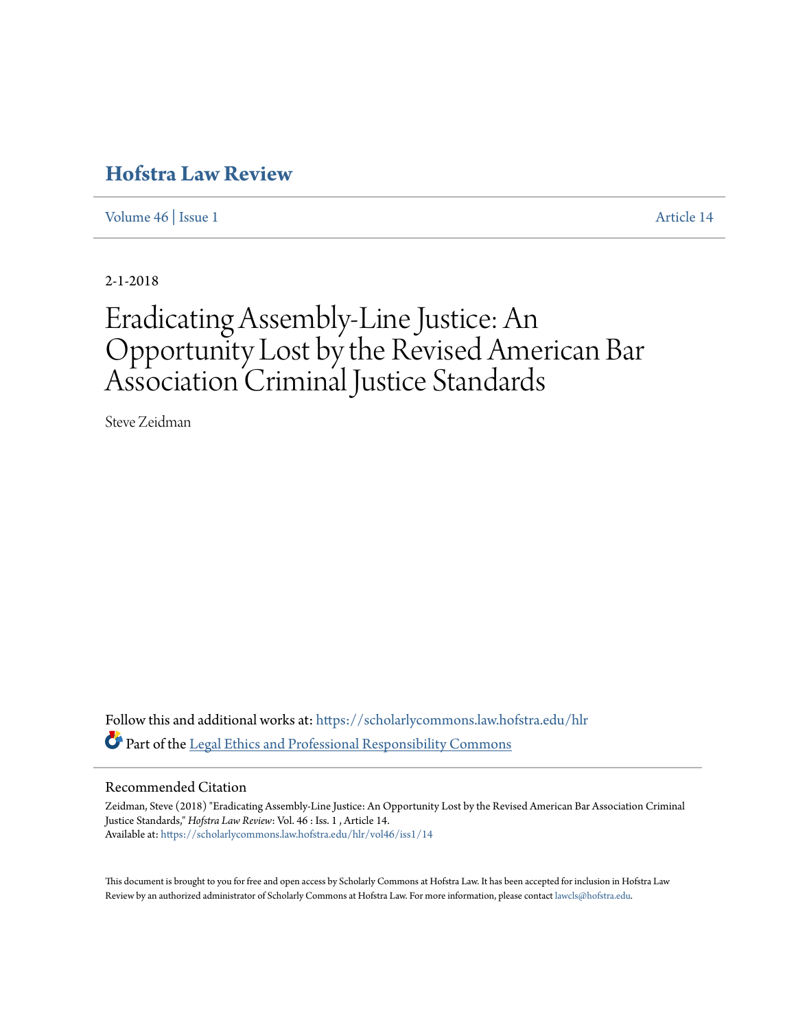# Hofstra Law Review

Volume 46 | Issue 1 Article 14

2-1-2018

# Eradicating Assembly-Line Justice: An Opportunity Lost by the Revised American Bar Association Criminal Justice Standards

Steve Zeidman

Follow this and additional works at: https://scholarlycommons.law.hofstra.edu/hlr

Part of the Legal Ethics and Professional Responsibility Commons

## Recommended Citation

Zeidman, Steve (2018) "Eradicating Assembly-Line Justice: An Opportunity Lost by the Revised American Bar Association Criminal Justice Standards," *Hofstra Law Review*: Vol. 46 : Iss. 1 , Article 14.
Available at: https://scholarlycommons.law.hofstra.edu/hlr/vol46/iss1/14

This document is brought to you for free and open access by Scholarly Commons at Hofstra Law. It has been accepted for inclusion in Hofstra Law Review by an authorized administrator of Scholarly Commons at Hofstra Law. For more information, please contact lawcls@hofstra.edu.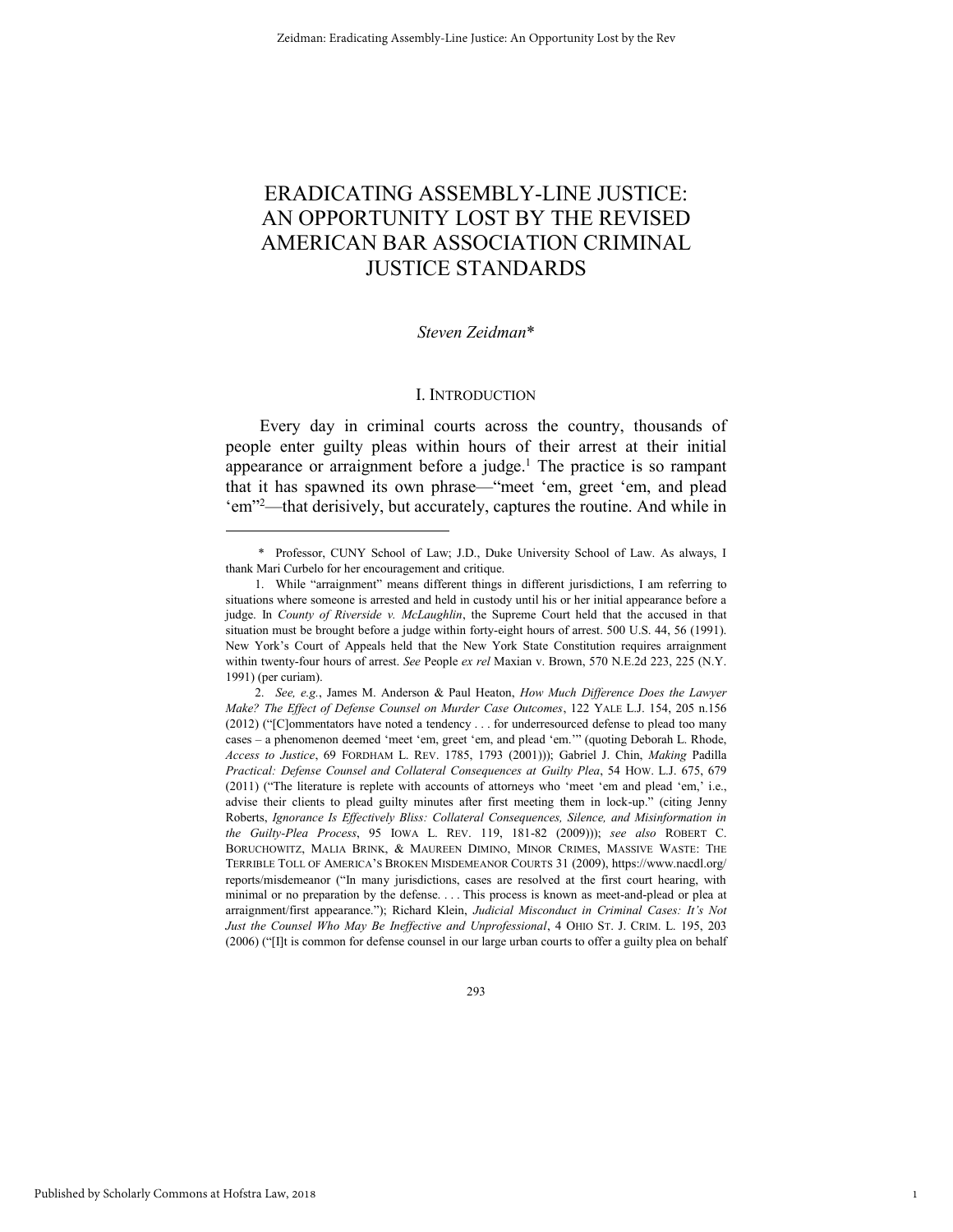# ERADICATING ASSEMBLY-LINE JUSTICE: AN OPPORTUNITY LOST BY THE REVISED AMERICAN BAR ASSOCIATION CRIMINAL JUSTICE STANDARDS

*Steven Zeidman\**

## I. INTRODUCTION

Every day in criminal courts across the country, thousands of people enter guilty pleas within hours of their arrest at their initial appearance or arraignment before a judge.[1] The practice is so rampant that it has spawned its own phrase—"meet 'em, greet 'em, and plead 'em"[2]—that derisively, but accurately, captures the routine. And while in

---

\* Professor, CUNY School of Law; J.D., Duke University School of Law. As always, I thank Mari Curbelo for her encouragement and critique.

1. While "arraignment" means different things in different jurisdictions, I am referring to situations where someone is arrested and held in custody until his or her initial appearance before a judge. In *County of Riverside v. McLaughlin*, the Supreme Court held that the accused in that situation must be brought before a judge within forty-eight hours of arrest. 500 U.S. 44, 56 (1991). New York's Court of Appeals held that the New York State Constitution requires arraignment within twenty-four hours of arrest. *See* People *ex rel* Maxian v. Brown, 570 N.E.2d 223, 225 (N.Y. 1991) (per curiam).

2. *See, e.g.*, James M. Anderson & Paul Heaton, *How Much Difference Does the Lawyer Make? The Effect of Defense Counsel on Murder Case Outcomes*, 122 YALE L.J. 154, 205 n.156 (2012) ("[C]ommentators have noted a tendency . . . for underresourced defense to plead too many cases – a phenomenon deemed 'meet 'em, greet 'em, and plead 'em.'" (quoting Deborah L. Rhode, *Access to Justice*, 69 FORDHAM L. REV. 1785, 1793 (2001))); Gabriel J. Chin, *Making* Padilla *Practical: Defense Counsel and Collateral Consequences at Guilty Plea*, 54 HOW. L.J. 675, 679 (2011) ("The literature is replete with accounts of attorneys who 'meet 'em and plead 'em,' i.e., advise their clients to plead guilty minutes after first meeting them in lock-up." (citing Jenny Roberts, *Ignorance Is Effectively Bliss: Collateral Consequences, Silence, and Misinformation in the Guilty-Plea Process*, 95 IOWA L. REV. 119, 181-82 (2009))); *see also* ROBERT C. BORUCHOWITZ, MALIA BRINK, & MAUREEN DIMINO, MINOR CRIMES, MASSIVE WASTE: THE TERRIBLE TOLL OF AMERICA'S BROKEN MISDEMEANOR COURTS 31 (2009), https://www.nacdl.org/reports/misdemeanor ("In many jurisdictions, cases are resolved at the first court hearing, with minimal or no preparation by the defense. . . . This process is known as meet-and-plead or plea at arraignment/first appearance."); Richard Klein, *Judicial Misconduct in Criminal Cases: It's Not Just the Counsel Who May Be Ineffective and Unprofessional*, 4 OHIO ST. J. CRIM. L. 195, 203 (2006) ("[I]t is common for defense counsel in our large urban courts to offer a guilty plea on behalf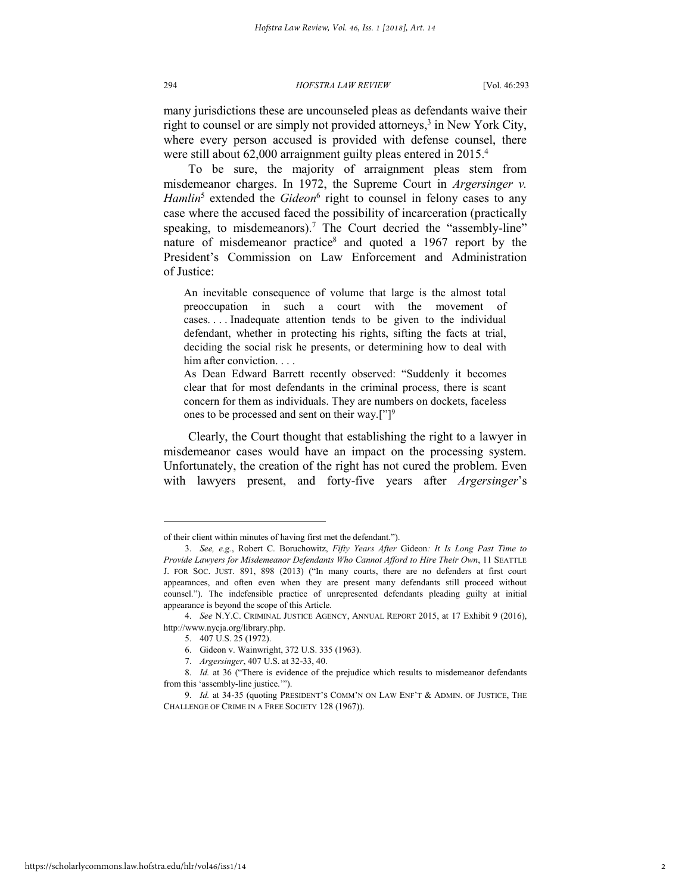many jurisdictions these are uncounseled pleas as defendants waive their right to counsel or are simply not provided attorneys,[3] in New York City, where every person accused is provided with defense counsel, there were still about 62,000 arraignment guilty pleas entered in 2015.[4]

To be sure, the majority of arraignment pleas stem from misdemeanor charges. In 1972, the Supreme Court in *Argersinger v. Hamlin*[5] extended the *Gideon*[6] right to counsel in felony cases to any case where the accused faced the possibility of incarceration (practically speaking, to misdemeanors).[7] The Court decried the "assembly-line" nature of misdemeanor practice[8] and quoted a 1967 report by the President's Commission on Law Enforcement and Administration of Justice:

> An inevitable consequence of volume that large is the almost total preoccupation in such a court with the movement of cases. . . . Inadequate attention tends to be given to the individual defendant, whether in protecting his rights, sifting the facts at trial, deciding the social risk he presents, or determining how to deal with him after conviction. . . .
>
> As Dean Edward Barrett recently observed: "Suddenly it becomes clear that for most defendants in the criminal process, there is scant concern for them as individuals. They are numbers on dockets, faceless ones to be processed and sent on their way.["][9]

Clearly, the Court thought that establishing the right to a lawyer in misdemeanor cases would have an impact on the processing system. Unfortunately, the creation of the right has not cured the problem. Even with lawyers present, and forty-five years after *Argersinger*'s

---

of their client within minutes of having first met the defendant.").

3. *See, e.g.*, Robert C. Boruchowitz, *Fifty Years After* Gideon*: It Is Long Past Time to Provide Lawyers for Misdemeanor Defendants Who Cannot Afford to Hire Their Own*, 11 SEATTLE J. FOR SOC. JUST. 891, 898 (2013) ("In many courts, there are no defenders at first court appearances, and often even when they are present many defendants still proceed without counsel."). The indefensible practice of unrepresented defendants pleading guilty at initial appearance is beyond the scope of this Article.

4. *See* N.Y.C. CRIMINAL JUSTICE AGENCY, ANNUAL REPORT 2015, at 17 Exhibit 9 (2016), http://www.nycja.org/library.php.

5. 407 U.S. 25 (1972).

6. Gideon v. Wainwright, 372 U.S. 335 (1963).

7. *Argersinger*, 407 U.S. at 32-33, 40.

8. *Id.* at 36 ("There is evidence of the prejudice which results to misdemeanor defendants from this 'assembly-line justice.'").

9. *Id.* at 34-35 (quoting PRESIDENT'S COMM'N ON LAW ENF'T & ADMIN. OF JUSTICE, THE CHALLENGE OF CRIME IN A FREE SOCIETY 128 (1967)).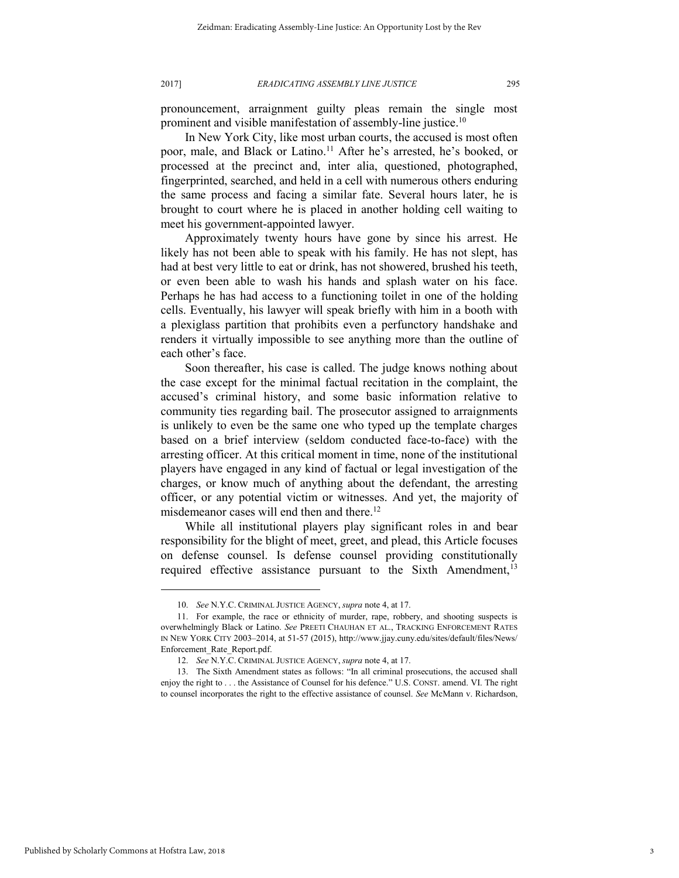pronouncement, arraignment guilty pleas remain the single most prominent and visible manifestation of assembly-line justice.[10]

In New York City, like most urban courts, the accused is most often poor, male, and Black or Latino.[11] After he's arrested, he's booked, or processed at the precinct and, inter alia, questioned, photographed, fingerprinted, searched, and held in a cell with numerous others enduring the same process and facing a similar fate. Several hours later, he is brought to court where he is placed in another holding cell waiting to meet his government-appointed lawyer.

Approximately twenty hours have gone by since his arrest. He likely has not been able to speak with his family. He has not slept, has had at best very little to eat or drink, has not showered, brushed his teeth, or even been able to wash his hands and splash water on his face. Perhaps he has had access to a functioning toilet in one of the holding cells. Eventually, his lawyer will speak briefly with him in a booth with a plexiglass partition that prohibits even a perfunctory handshake and renders it virtually impossible to see anything more than the outline of each other's face.

Soon thereafter, his case is called. The judge knows nothing about the case except for the minimal factual recitation in the complaint, the accused's criminal history, and some basic information relative to community ties regarding bail. The prosecutor assigned to arraignments is unlikely to even be the same one who typed up the template charges based on a brief interview (seldom conducted face-to-face) with the arresting officer. At this critical moment in time, none of the institutional players have engaged in any kind of factual or legal investigation of the charges, or know much of anything about the defendant, the arresting officer, or any potential victim or witnesses. And yet, the majority of misdemeanor cases will end then and there.[12]

While all institutional players play significant roles in and bear responsibility for the blight of meet, greet, and plead, this Article focuses on defense counsel. Is defense counsel providing constitutionally required effective assistance pursuant to the Sixth Amendment,[13]

---

10. *See* N.Y.C. CRIMINAL JUSTICE AGENCY, *supra* note 4, at 17.

11. For example, the race or ethnicity of murder, rape, robbery, and shooting suspects is overwhelmingly Black or Latino. *See* PREETI CHAUHAN ET AL., TRACKING ENFORCEMENT RATES IN NEW YORK CITY 2003–2014, at 51-57 (2015), http://www.jjay.cuny.edu/sites/default/files/News/Enforcement_Rate_Report.pdf.

12. *See* N.Y.C. CRIMINAL JUSTICE AGENCY, *supra* note 4, at 17.

13. The Sixth Amendment states as follows: "In all criminal prosecutions, the accused shall enjoy the right to . . . the Assistance of Counsel for his defence." U.S. CONST. amend. VI. The right to counsel incorporates the right to the effective assistance of counsel. *See* McMann v. Richardson,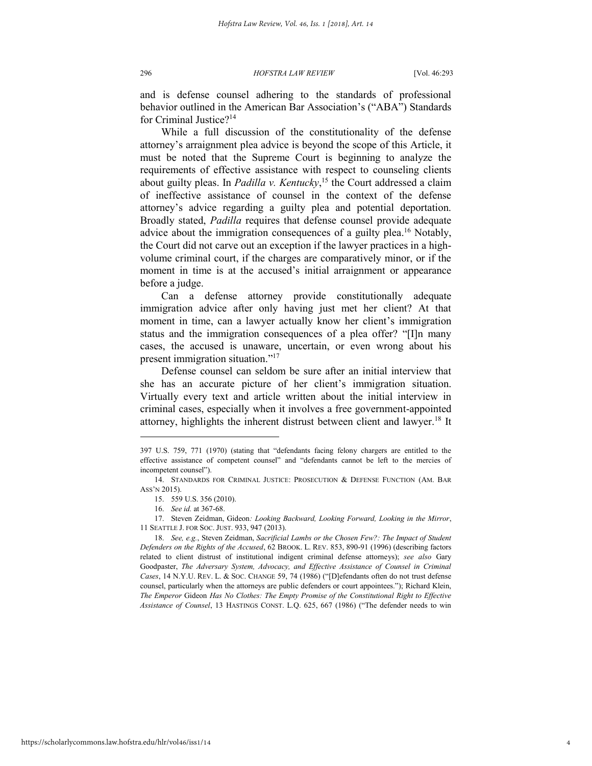and is defense counsel adhering to the standards of professional behavior outlined in the American Bar Association's ("ABA") Standards for Criminal Justice?[14]

While a full discussion of the constitutionality of the defense attorney's arraignment plea advice is beyond the scope of this Article, it must be noted that the Supreme Court is beginning to analyze the requirements of effective assistance with respect to counseling clients about guilty pleas. In *Padilla v. Kentucky*,[15] the Court addressed a claim of ineffective assistance of counsel in the context of the defense attorney's advice regarding a guilty plea and potential deportation. Broadly stated, *Padilla* requires that defense counsel provide adequate advice about the immigration consequences of a guilty plea.[16] Notably, the Court did not carve out an exception if the lawyer practices in a high-volume criminal court, if the charges are comparatively minor, or if the moment in time is at the accused's initial arraignment or appearance before a judge.

Can a defense attorney provide constitutionally adequate immigration advice after only having just met her client? At that moment in time, can a lawyer actually know her client's immigration status and the immigration consequences of a plea offer? "[I]n many cases, the accused is unaware, uncertain, or even wrong about his present immigration situation."[17]

Defense counsel can seldom be sure after an initial interview that she has an accurate picture of her client's immigration situation. Virtually every text and article written about the initial interview in criminal cases, especially when it involves a free government-appointed attorney, highlights the inherent distrust between client and lawyer.[18] It

---

397 U.S. 759, 771 (1970) (stating that "defendants facing felony chargers are entitled to the effective assistance of competent counsel" and "defendants cannot be left to the mercies of incompetent counsel").

14. STANDARDS FOR CRIMINAL JUSTICE: PROSECUTION & DEFENSE FUNCTION (AM. BAR ASS'N 2015).

15. 559 U.S. 356 (2010).

16. *See id.* at 367-68.

17. Steven Zeidman, Gideon*: Looking Backward, Looking Forward, Looking in the Mirror*, 11 SEATTLE J. FOR SOC. JUST. 933, 947 (2013).

18. *See, e.g.*, Steven Zeidman, *Sacrificial Lambs or the Chosen Few?: The Impact of Student Defenders on the Rights of the Accused*, 62 BROOK. L. REV. 853, 890-91 (1996) (describing factors related to client distrust of institutional indigent criminal defense attorneys); *see also* Gary Goodpaster, *The Adversary System, Advocacy, and Effective Assistance of Counsel in Criminal Cases*, 14 N.Y.U. REV. L. & SOC. CHANGE 59, 74 (1986) ("[D]efendants often do not trust defense counsel, particularly when the attorneys are public defenders or court appointees."); Richard Klein, *The Emperor* Gideon *Has No Clothes: The Empty Promise of the Constitutional Right to Effective Assistance of Counsel*, 13 HASTINGS CONST. L.Q. 625, 667 (1986) ("The defender needs to win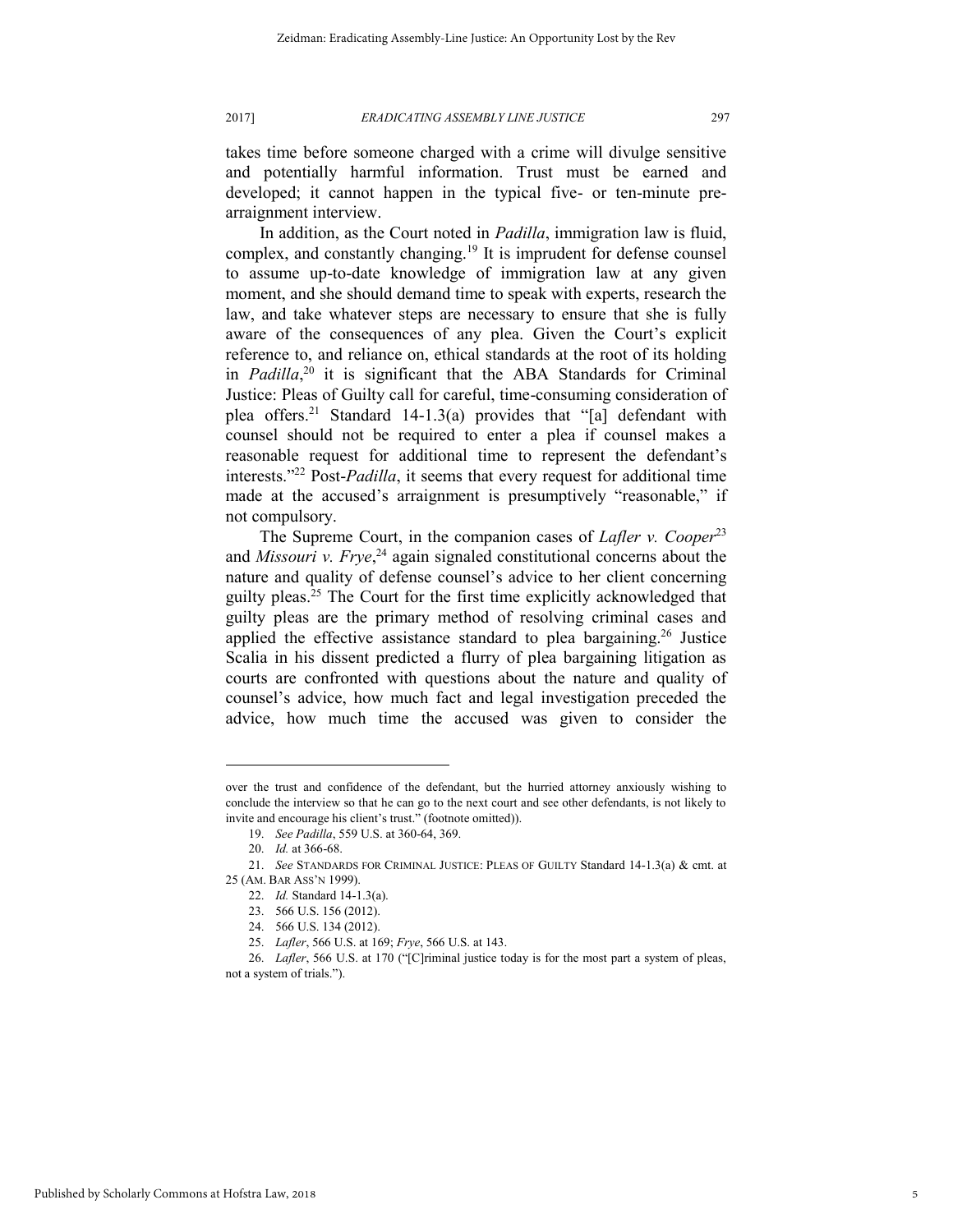takes time before someone charged with a crime will divulge sensitive and potentially harmful information. Trust must be earned and developed; it cannot happen in the typical five- or ten-minute pre-arraignment interview.

In addition, as the Court noted in *Padilla*, immigration law is fluid, complex, and constantly changing.[19] It is imprudent for defense counsel to assume up-to-date knowledge of immigration law at any given moment, and she should demand time to speak with experts, research the law, and take whatever steps are necessary to ensure that she is fully aware of the consequences of any plea. Given the Court's explicit reference to, and reliance on, ethical standards at the root of its holding in *Padilla*,[20] it is significant that the ABA Standards for Criminal Justice: Pleas of Guilty call for careful, time-consuming consideration of plea offers.[21] Standard 14-1.3(a) provides that "[a] defendant with counsel should not be required to enter a plea if counsel makes a reasonable request for additional time to represent the defendant's interests."[22] Post-*Padilla*, it seems that every request for additional time made at the accused's arraignment is presumptively "reasonable," if not compulsory.

The Supreme Court, in the companion cases of *Lafler v. Cooper*[23] and *Missouri v. Frye*,[24] again signaled constitutional concerns about the nature and quality of defense counsel's advice to her client concerning guilty pleas.[25] The Court for the first time explicitly acknowledged that guilty pleas are the primary method of resolving criminal cases and applied the effective assistance standard to plea bargaining.[26] Justice Scalia in his dissent predicted a flurry of plea bargaining litigation as courts are confronted with questions about the nature and quality of counsel's advice, how much fact and legal investigation preceded the advice, how much time the accused was given to consider the

---

over the trust and confidence of the defendant, but the hurried attorney anxiously wishing to conclude the interview so that he can go to the next court and see other defendants, is not likely to invite and encourage his client's trust." (footnote omitted)).

19. *See Padilla*, 559 U.S. at 360-64, 369.

20. *Id.* at 366-68.

21. *See* STANDARDS FOR CRIMINAL JUSTICE: PLEAS OF GUILTY Standard 14-1.3(a) & cmt. at 25 (AM. BAR ASS'N 1999).

22. *Id.* Standard 14-1.3(a).

23. 566 U.S. 156 (2012).

24. 566 U.S. 134 (2012).

25. *Lafler*, 566 U.S. at 169; *Frye*, 566 U.S. at 143.

26. *Lafler*, 566 U.S. at 170 ("[C]riminal justice today is for the most part a system of pleas, not a system of trials.").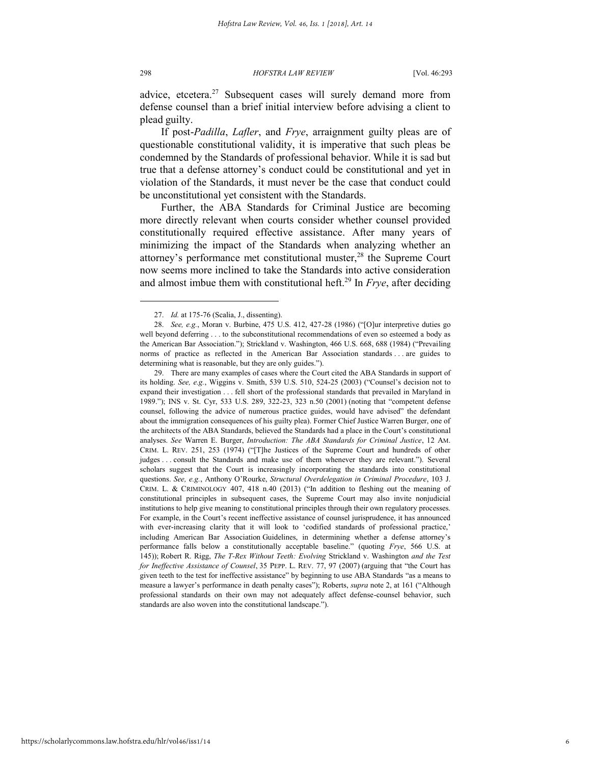advice, etcetera.[27] Subsequent cases will surely demand more from defense counsel than a brief initial interview before advising a client to plead guilty.

If post-*Padilla*, *Lafler*, and *Frye*, arraignment guilty pleas are of questionable constitutional validity, it is imperative that such pleas be condemned by the Standards of professional behavior. While it is sad but true that a defense attorney's conduct could be constitutional and yet in violation of the Standards, it must never be the case that conduct could be unconstitutional yet consistent with the Standards.

Further, the ABA Standards for Criminal Justice are becoming more directly relevant when courts consider whether counsel provided constitutionally required effective assistance. After many years of minimizing the impact of the Standards when analyzing whether an attorney's performance met constitutional muster,[28] the Supreme Court now seems more inclined to take the Standards into active consideration and almost imbue them with constitutional heft.[29] In *Frye*, after deciding

---

27. *Id.* at 175-76 (Scalia, J., dissenting).

28. *See, e.g.*, Moran v. Burbine, 475 U.S. 412, 427-28 (1986) ("[O]ur interpretive duties go well beyond deferring . . . to the subconstitutional recommendations of even so esteemed a body as the American Bar Association."); Strickland v. Washington, 466 U.S. 668, 688 (1984) ("Prevailing norms of practice as reflected in the American Bar Association standards . . . are guides to determining what is reasonable, but they are only guides.").

29. There are many examples of cases where the Court cited the ABA Standards in support of its holding. *See, e.g.*, Wiggins v. Smith, 539 U.S. 510, 524-25 (2003) ("Counsel's decision not to expand their investigation . . . fell short of the professional standards that prevailed in Maryland in 1989."); INS v. St. Cyr, 533 U.S. 289, 322-23, 323 n.50 (2001) (noting that "competent defense counsel, following the advice of numerous practice guides, would have advised" the defendant about the immigration consequences of his guilty plea). Former Chief Justice Warren Burger, one of the architects of the ABA Standards, believed the Standards had a place in the Court's constitutional analyses. *See* Warren E. Burger, *Introduction: The ABA Standards for Criminal Justice*, 12 AM. CRIM. L. REV. 251, 253 (1974) ("[T]he Justices of the Supreme Court and hundreds of other judges . . . consult the Standards and make use of them whenever they are relevant."). Several scholars suggest that the Court is increasingly incorporating the standards into constitutional questions. *See, e.g.*, Anthony O'Rourke, *Structural Overdelegation in Criminal Procedure*, 103 J. CRIM. L. & CRIMINOLOGY 407, 418 n.40 (2013) ("In addition to fleshing out the meaning of constitutional principles in subsequent cases, the Supreme Court may also invite nonjudicial institutions to help give meaning to constitutional principles through their own regulatory processes. For example, in the Court's recent ineffective assistance of counsel jurisprudence, it has announced with ever-increasing clarity that it will look to 'codified standards of professional practice,' including American Bar Association Guidelines, in determining whether a defense attorney's performance falls below a constitutionally acceptable baseline." (quoting *Frye*, 566 U.S. at 145)); Robert R. Rigg, *The T-Rex Without Teeth: Evolving* Strickland v. Washington *and the Test for Ineffective Assistance of Counsel*, 35 PEPP. L. REV. 77, 97 (2007) (arguing that "the Court has given teeth to the test for ineffective assistance" by beginning to use ABA Standards "as a means to measure a lawyer's performance in death penalty cases"); Roberts, *supra* note 2, at 161 ("Although professional standards on their own may not adequately affect defense-counsel behavior, such standards are also woven into the constitutional landscape.").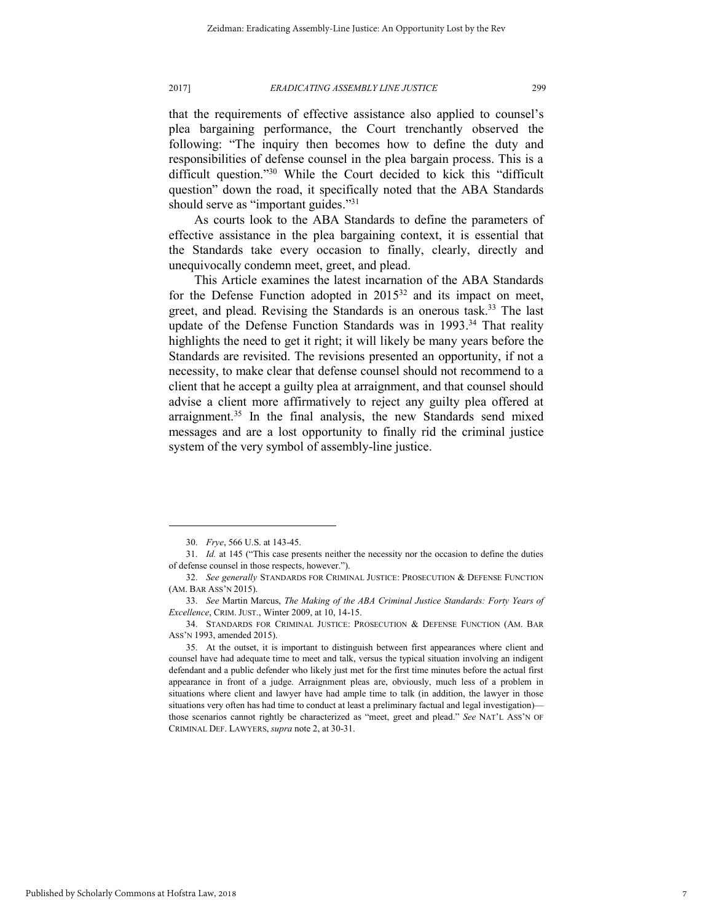that the requirements of effective assistance also applied to counsel's plea bargaining performance, the Court trenchantly observed the following: "The inquiry then becomes how to define the duty and responsibilities of defense counsel in the plea bargain process. This is a difficult question."[30] While the Court decided to kick this "difficult question" down the road, it specifically noted that the ABA Standards should serve as "important guides."[31]

As courts look to the ABA Standards to define the parameters of effective assistance in the plea bargaining context, it is essential that the Standards take every occasion to finally, clearly, directly and unequivocally condemn meet, greet, and plead.

This Article examines the latest incarnation of the ABA Standards for the Defense Function adopted in 2015[32] and its impact on meet, greet, and plead. Revising the Standards is an onerous task.[33] The last update of the Defense Function Standards was in 1993.[34] That reality highlights the need to get it right; it will likely be many years before the Standards are revisited. The revisions presented an opportunity, if not a necessity, to make clear that defense counsel should not recommend to a client that he accept a guilty plea at arraignment, and that counsel should advise a client more affirmatively to reject any guilty plea offered at arraignment.[35] In the final analysis, the new Standards send mixed messages and are a lost opportunity to finally rid the criminal justice system of the very symbol of assembly-line justice.

---

30. *Frye*, 566 U.S. at 143-45.

31. *Id.* at 145 ("This case presents neither the necessity nor the occasion to define the duties of defense counsel in those respects, however.").

32. *See generally* STANDARDS FOR CRIMINAL JUSTICE: PROSECUTION & DEFENSE FUNCTION (AM. BAR ASS'N 2015).

33. *See* Martin Marcus, *The Making of the ABA Criminal Justice Standards: Forty Years of Excellence*, CRIM. JUST., Winter 2009, at 10, 14-15.

34. STANDARDS FOR CRIMINAL JUSTICE: PROSECUTION & DEFENSE FUNCTION (AM. BAR ASS'N 1993, amended 2015).

35. At the outset, it is important to distinguish between first appearances where client and counsel have had adequate time to meet and talk, versus the typical situation involving an indigent defendant and a public defender who likely just met for the first time minutes before the actual first appearance in front of a judge. Arraignment pleas are, obviously, much less of a problem in situations where client and lawyer have had ample time to talk (in addition, the lawyer in those situations very often has had time to conduct at least a preliminary factual and legal investigation)—those scenarios cannot rightly be characterized as "meet, greet and plead." *See* NAT'L ASS'N OF CRIMINAL DEF. LAWYERS, *supra* note 2, at 30-31.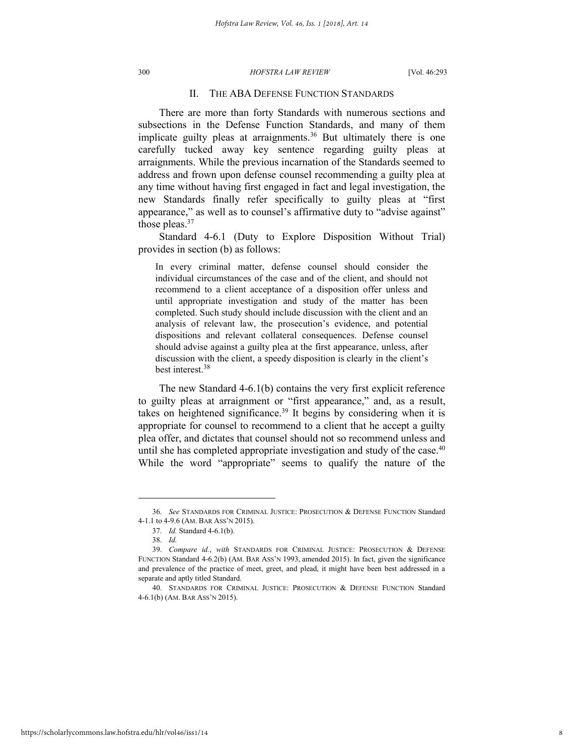## II. THE ABA DEFENSE FUNCTION STANDARDS

There are more than forty Standards with numerous sections and subsections in the Defense Function Standards, and many of them implicate guilty pleas at arraignments.[36] But ultimately there is one carefully tucked away key sentence regarding guilty pleas at arraignments. While the previous incarnation of the Standards seemed to address and frown upon defense counsel recommending a guilty plea at any time without having first engaged in fact and legal investigation, the new Standards finally refer specifically to guilty pleas at "first appearance," as well as to counsel's affirmative duty to "advise against" those pleas.[37]

Standard 4-6.1 (Duty to Explore Disposition Without Trial) provides in section (b) as follows:

> In every criminal matter, defense counsel should consider the individual circumstances of the case and of the client, and should not recommend to a client acceptance of a disposition offer unless and until appropriate investigation and study of the matter has been completed. Such study should include discussion with the client and an analysis of relevant law, the prosecution's evidence, and potential dispositions and relevant collateral consequences. Defense counsel should advise against a guilty plea at the first appearance, unless, after discussion with the client, a speedy disposition is clearly in the client's best interest.[38]

The new Standard 4-6.1(b) contains the very first explicit reference to guilty pleas at arraignment or "first appearance," and, as a result, takes on heightened significance.[39] It begins by considering when it is appropriate for counsel to recommend to a client that he accept a guilty plea offer, and dictates that counsel should not so recommend unless and until she has completed appropriate investigation and study of the case.[40] While the word "appropriate" seems to qualify the nature of the

---

36. *See* STANDARDS FOR CRIMINAL JUSTICE: PROSECUTION & DEFENSE FUNCTION Standard 4-1.1 to 4-9.6 (AM. BAR ASS'N 2015).

37. *Id.* Standard 4-6.1(b).

38. *Id.*

39. *Compare id.*, *with* STANDARDS FOR CRIMINAL JUSTICE: PROSECUTION & DEFENSE FUNCTION Standard 4-6.2(b) (AM. BAR ASS'N 1993, amended 2015). In fact, given the significance and prevalence of the practice of meet, greet, and plead, it might have been best addressed in a separate and aptly titled Standard.

40. STANDARDS FOR CRIMINAL JUSTICE: PROSECUTION & DEFENSE FUNCTION Standard 4-6.1(b) (AM. BAR ASS'N 2015).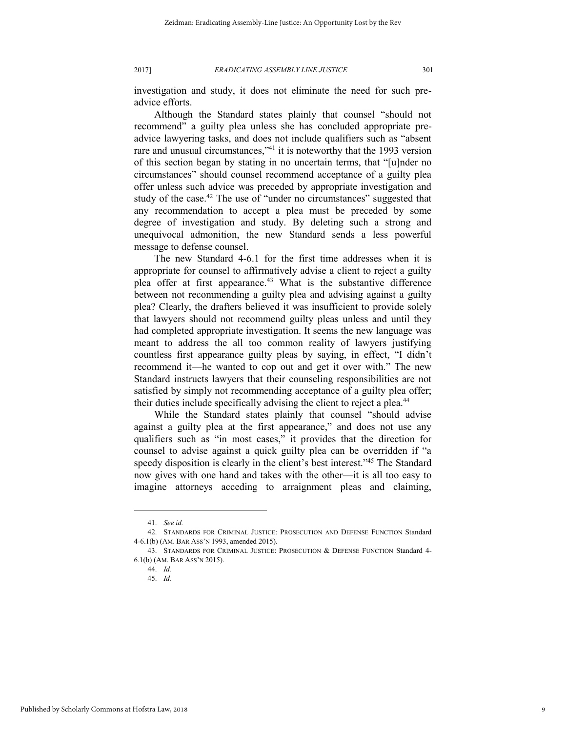investigation and study, it does not eliminate the need for such pre-advice efforts.

Although the Standard states plainly that counsel "should not recommend" a guilty plea unless she has concluded appropriate pre-advice lawyering tasks, and does not include qualifiers such as "absent rare and unusual circumstances,"[41] it is noteworthy that the 1993 version of this section began by stating in no uncertain terms, that "[u]nder no circumstances" should counsel recommend acceptance of a guilty plea offer unless such advice was preceded by appropriate investigation and study of the case.[42] The use of "under no circumstances" suggested that any recommendation to accept a plea must be preceded by some degree of investigation and study. By deleting such a strong and unequivocal admonition, the new Standard sends a less powerful message to defense counsel.

The new Standard 4-6.1 for the first time addresses when it is appropriate for counsel to affirmatively advise a client to reject a guilty plea offer at first appearance.[43] What is the substantive difference between not recommending a guilty plea and advising against a guilty plea? Clearly, the drafters believed it was insufficient to provide solely that lawyers should not recommend guilty pleas unless and until they had completed appropriate investigation. It seems the new language was meant to address the all too common reality of lawyers justifying countless first appearance guilty pleas by saying, in effect, "I didn't recommend it—he wanted to cop out and get it over with." The new Standard instructs lawyers that their counseling responsibilities are not satisfied by simply not recommending acceptance of a guilty plea offer; their duties include specifically advising the client to reject a plea.[44]

While the Standard states plainly that counsel "should advise against a guilty plea at the first appearance," and does not use any qualifiers such as "in most cases," it provides that the direction for counsel to advise against a quick guilty plea can be overridden if "a speedy disposition is clearly in the client's best interest."[45] The Standard now gives with one hand and takes with the other—it is all too easy to imagine attorneys acceding to arraignment pleas and claiming,

---

41. *See id.*

42. STANDARDS FOR CRIMINAL JUSTICE: PROSECUTION AND DEFENSE FUNCTION Standard 4-6.1(b) (AM. BAR ASS'N 1993, amended 2015).

43. STANDARDS FOR CRIMINAL JUSTICE: PROSECUTION & DEFENSE FUNCTION Standard 4-6.1(b) (AM. BAR ASS'N 2015).

44. *Id.*

45. *Id.*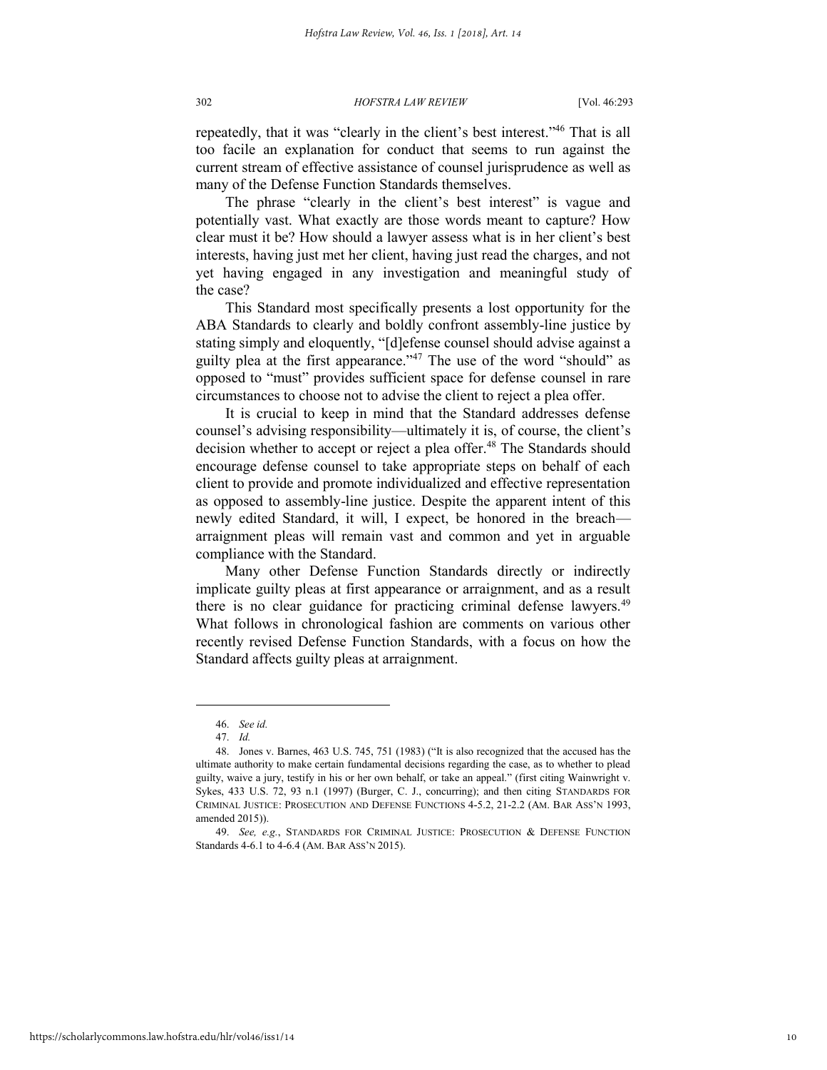repeatedly, that it was "clearly in the client's best interest."[46] That is all too facile an explanation for conduct that seems to run against the current stream of effective assistance of counsel jurisprudence as well as many of the Defense Function Standards themselves.

The phrase "clearly in the client's best interest" is vague and potentially vast. What exactly are those words meant to capture? How clear must it be? How should a lawyer assess what is in her client's best interests, having just met her client, having just read the charges, and not yet having engaged in any investigation and meaningful study of the case?

This Standard most specifically presents a lost opportunity for the ABA Standards to clearly and boldly confront assembly-line justice by stating simply and eloquently, "[d]efense counsel should advise against a guilty plea at the first appearance."[47] The use of the word "should" as opposed to "must" provides sufficient space for defense counsel in rare circumstances to choose not to advise the client to reject a plea offer.

It is crucial to keep in mind that the Standard addresses defense counsel's advising responsibility—ultimately it is, of course, the client's decision whether to accept or reject a plea offer.[48] The Standards should encourage defense counsel to take appropriate steps on behalf of each client to provide and promote individualized and effective representation as opposed to assembly-line justice. Despite the apparent intent of this newly edited Standard, it will, I expect, be honored in the breach—arraignment pleas will remain vast and common and yet in arguable compliance with the Standard.

Many other Defense Function Standards directly or indirectly implicate guilty pleas at first appearance or arraignment, and as a result there is no clear guidance for practicing criminal defense lawyers.[49] What follows in chronological fashion are comments on various other recently revised Defense Function Standards, with a focus on how the Standard affects guilty pleas at arraignment.

---

46. *See id.*

47. *Id.*

48. Jones v. Barnes, 463 U.S. 745, 751 (1983) ("It is also recognized that the accused has the ultimate authority to make certain fundamental decisions regarding the case, as to whether to plead guilty, waive a jury, testify in his or her own behalf, or take an appeal." (first citing Wainwright v. Sykes, 433 U.S. 72, 93 n.1 (1997) (Burger, C. J., concurring); and then citing STANDARDS FOR CRIMINAL JUSTICE: PROSECUTION AND DEFENSE FUNCTIONS 4-5.2, 21-2.2 (AM. BAR ASS'N 1993, amended 2015)).

49. *See, e.g.*, STANDARDS FOR CRIMINAL JUSTICE: PROSECUTION & DEFENSE FUNCTION Standards 4-6.1 to 4-6.4 (AM. BAR ASS'N 2015).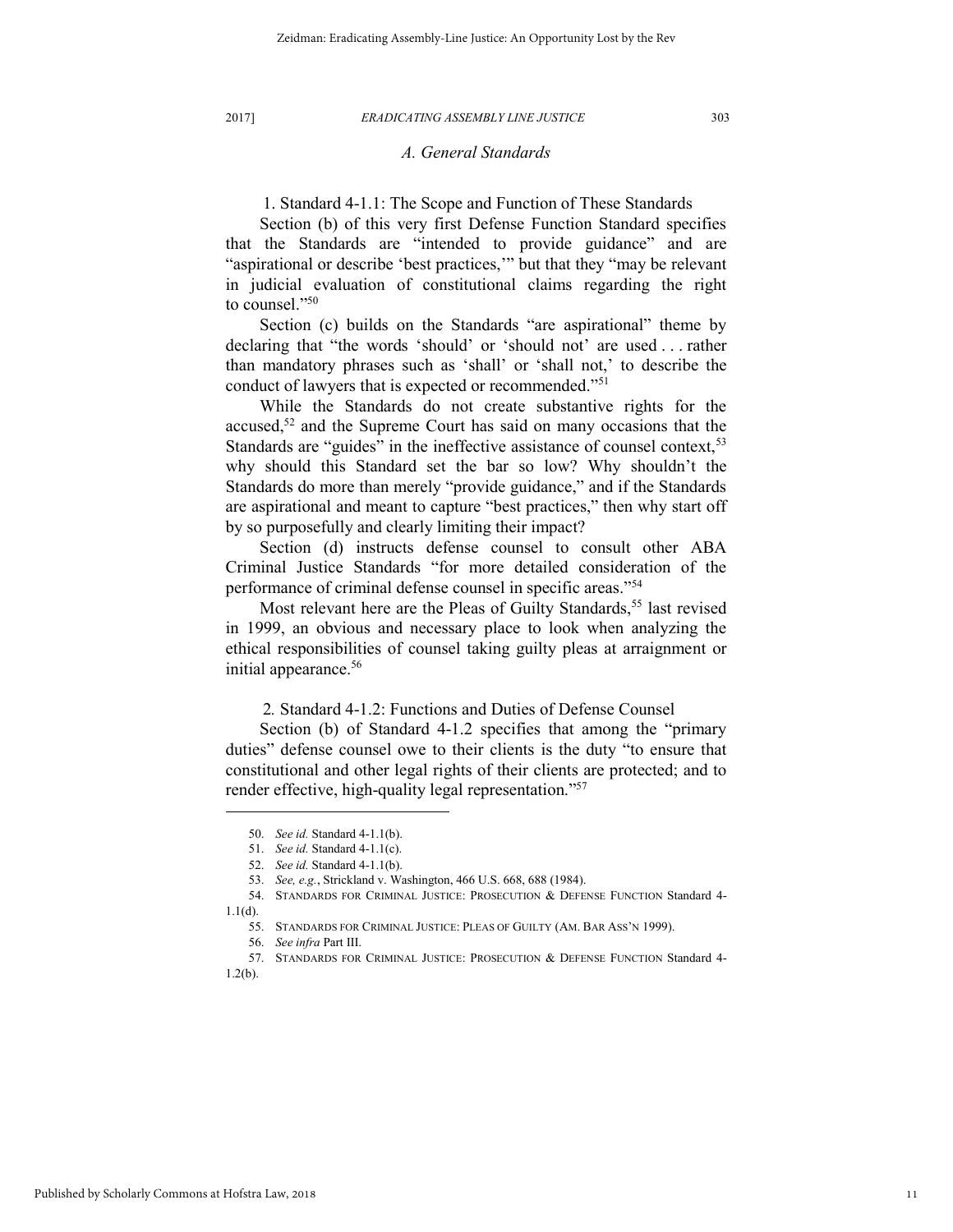### *A. General Standards*

#### 1. Standard 4-1.1: The Scope and Function of These Standards

Section (b) of this very first Defense Function Standard specifies that the Standards are "intended to provide guidance" and are "aspirational or describe 'best practices,'" but that they "may be relevant in judicial evaluation of constitutional claims regarding the right to counsel."[50]

Section (c) builds on the Standards "are aspirational" theme by declaring that "the words 'should' or 'should not' are used . . . rather than mandatory phrases such as 'shall' or 'shall not,' to describe the conduct of lawyers that is expected or recommended."[51]

While the Standards do not create substantive rights for the accused,[52] and the Supreme Court has said on many occasions that the Standards are "guides" in the ineffective assistance of counsel context,[53] why should this Standard set the bar so low? Why shouldn't the Standards do more than merely "provide guidance," and if the Standards are aspirational and meant to capture "best practices," then why start off by so purposefully and clearly limiting their impact?

Section (d) instructs defense counsel to consult other ABA Criminal Justice Standards "for more detailed consideration of the performance of criminal defense counsel in specific areas."[54]

Most relevant here are the Pleas of Guilty Standards,[55] last revised in 1999, an obvious and necessary place to look when analyzing the ethical responsibilities of counsel taking guilty pleas at arraignment or initial appearance.[56]

#### 2. Standard 4-1.2: Functions and Duties of Defense Counsel

Section (b) of Standard 4-1.2 specifies that among the "primary duties" defense counsel owe to their clients is the duty "to ensure that constitutional and other legal rights of their clients are protected; and to render effective, high-quality legal representation."[57]

---

50. *See id.* Standard 4-1.1(b).

51. *See id.* Standard 4-1.1(c).

52. *See id.* Standard 4-1.1(b).

53. *See, e.g.*, Strickland v. Washington, 466 U.S. 668, 688 (1984).

54. STANDARDS FOR CRIMINAL JUSTICE: PROSECUTION & DEFENSE FUNCTION Standard 4-1.1(d).

55. STANDARDS FOR CRIMINAL JUSTICE: PLEAS OF GUILTY (AM. BAR ASS'N 1999).

56. *See infra* Part III.

57. STANDARDS FOR CRIMINAL JUSTICE: PROSECUTION & DEFENSE FUNCTION Standard 4-1.2(b).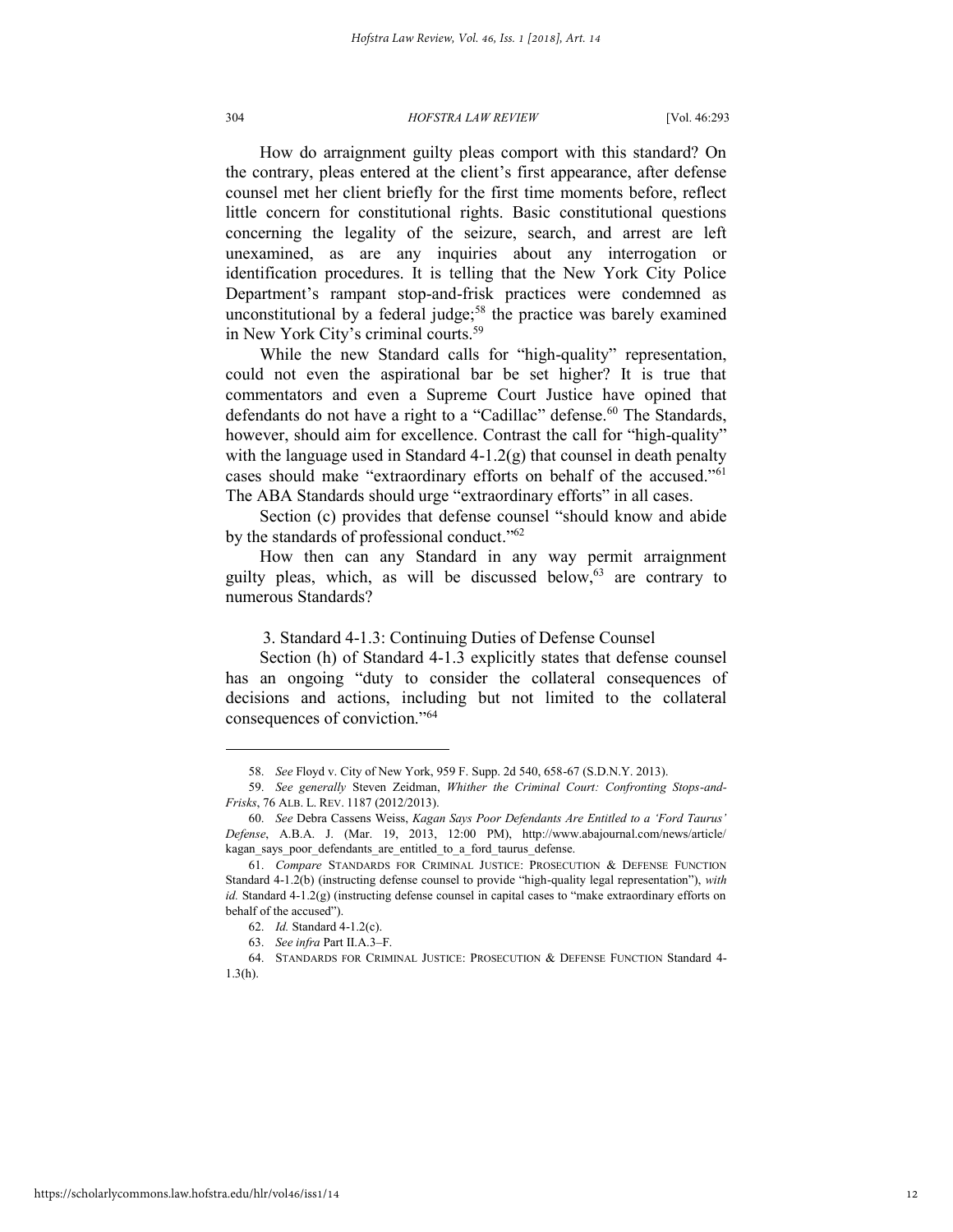How do arraignment guilty pleas comport with this standard? On the contrary, pleas entered at the client's first appearance, after defense counsel met her client briefly for the first time moments before, reflect little concern for constitutional rights. Basic constitutional questions concerning the legality of the seizure, search, and arrest are left unexamined, as are any inquiries about any interrogation or identification procedures. It is telling that the New York City Police Department's rampant stop-and-frisk practices were condemned as unconstitutional by a federal judge;[58] the practice was barely examined in New York City's criminal courts.[59]

While the new Standard calls for "high-quality" representation, could not even the aspirational bar be set higher? It is true that commentators and even a Supreme Court Justice have opined that defendants do not have a right to a "Cadillac" defense.[60] The Standards, however, should aim for excellence. Contrast the call for "high-quality" with the language used in Standard 4-1.2(g) that counsel in death penalty cases should make "extraordinary efforts on behalf of the accused."[61] The ABA Standards should urge "extraordinary efforts" in all cases.

Section (c) provides that defense counsel "should know and abide by the standards of professional conduct."[62]

How then can any Standard in any way permit arraignment guilty pleas, which, as will be discussed below,[63] are contrary to numerous Standards?

### 3. Standard 4-1.3: Continuing Duties of Defense Counsel

Section (h) of Standard 4-1.3 explicitly states that defense counsel has an ongoing "duty to consider the collateral consequences of decisions and actions, including but not limited to the collateral consequences of conviction."[64]

---

58. *See* Floyd v. City of New York, 959 F. Supp. 2d 540, 658-67 (S.D.N.Y. 2013).

59. *See generally* Steven Zeidman, *Whither the Criminal Court: Confronting Stops-and-Frisks*, 76 ALB. L. REV. 1187 (2012/2013).

60. *See* Debra Cassens Weiss, *Kagan Says Poor Defendants Are Entitled to a 'Ford Taurus' Defense*, A.B.A. J. (Mar. 19, 2013, 12:00 PM), http://www.abajournal.com/news/article/kagan_says_poor_defendants_are_entitled_to_a_ford_taurus_defense.

61. *Compare* STANDARDS FOR CRIMINAL JUSTICE: PROSECUTION & DEFENSE FUNCTION Standard 4-1.2(b) (instructing defense counsel to provide "high-quality legal representation"), *with id.* Standard 4-1.2(g) (instructing defense counsel in capital cases to "make extraordinary efforts on behalf of the accused").

62. *Id.* Standard 4-1.2(c).

63. *See infra* Part II.A.3–F.

64. STANDARDS FOR CRIMINAL JUSTICE: PROSECUTION & DEFENSE FUNCTION Standard 4-1.3(h).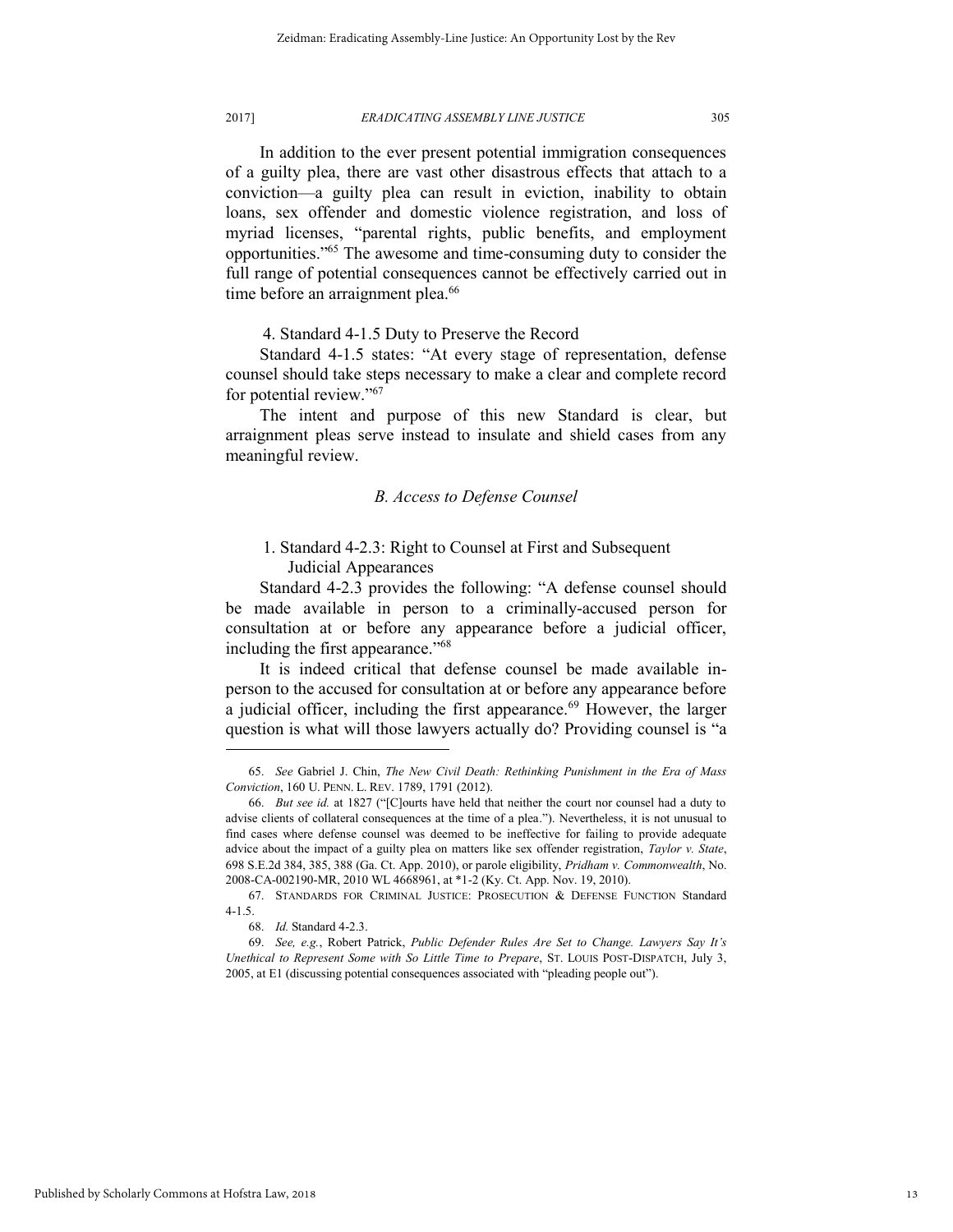In addition to the ever present potential immigration consequences of a guilty plea, there are vast other disastrous effects that attach to a conviction—a guilty plea can result in eviction, inability to obtain loans, sex offender and domestic violence registration, and loss of myriad licenses, "parental rights, public benefits, and employment opportunities."[65] The awesome and time-consuming duty to consider the full range of potential consequences cannot be effectively carried out in time before an arraignment plea.[66]

#### 4. Standard 4-1.5 Duty to Preserve the Record

Standard 4-1.5 states: "At every stage of representation, defense counsel should take steps necessary to make a clear and complete record for potential review."[67]

The intent and purpose of this new Standard is clear, but arraignment pleas serve instead to insulate and shield cases from any meaningful review.

### *B. Access to Defense Counsel*

#### 1. Standard 4-2.3: Right to Counsel at First and Subsequent Judicial Appearances

Standard 4-2.3 provides the following: "A defense counsel should be made available in person to a criminally-accused person for consultation at or before any appearance before a judicial officer, including the first appearance."[68]

It is indeed critical that defense counsel be made available in-person to the accused for consultation at or before any appearance before a judicial officer, including the first appearance.[69] However, the larger question is what will those lawyers actually do? Providing counsel is "a

---

65. *See* Gabriel J. Chin, *The New Civil Death: Rethinking Punishment in the Era of Mass Conviction*, 160 U. PENN. L. REV. 1789, 1791 (2012).

66. *But see id.* at 1827 ("[C]ourts have held that neither the court nor counsel had a duty to advise clients of collateral consequences at the time of a plea."). Nevertheless, it is not unusual to find cases where defense counsel was deemed to be ineffective for failing to provide adequate advice about the impact of a guilty plea on matters like sex offender registration, *Taylor v. State*, 698 S.E.2d 384, 385, 388 (Ga. Ct. App. 2010), or parole eligibility, *Pridham v. Commonwealth*, No. 2008-CA-002190-MR, 2010 WL 4668961, at *1-2 (Ky. Ct. App. Nov. 19, 2010).

67. STANDARDS FOR CRIMINAL JUSTICE: PROSECUTION & DEFENSE FUNCTION Standard 4-1.5.

68. *Id.* Standard 4-2.3.

69. *See, e.g.*, Robert Patrick, *Public Defender Rules Are Set to Change. Lawyers Say It's Unethical to Represent Some with So Little Time to Prepare*, ST. LOUIS POST-DISPATCH, July 3, 2005, at E1 (discussing potential consequences associated with "pleading people out").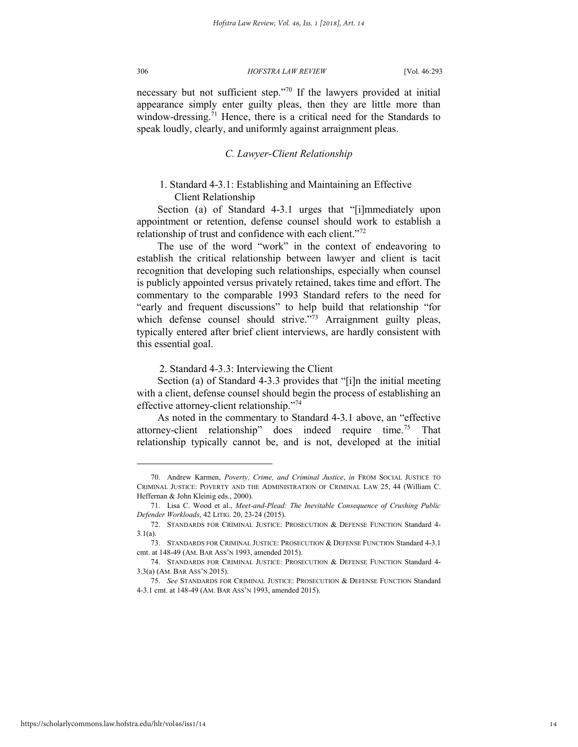necessary but not sufficient step."[70] If the lawyers provided at initial appearance simply enter guilty pleas, then they are little more than window-dressing.[71] Hence, there is a critical need for the Standards to speak loudly, clearly, and uniformly against arraignment pleas.

### *C. Lawyer-Client Relationship*

#### 1. Standard 4-3.1: Establishing and Maintaining an Effective Client Relationship

Section (a) of Standard 4-3.1 urges that "[i]mmediately upon appointment or retention, defense counsel should work to establish a relationship of trust and confidence with each client."[72]

The use of the word "work" in the context of endeavoring to establish the critical relationship between lawyer and client is tacit recognition that developing such relationships, especially when counsel is publicly appointed versus privately retained, takes time and effort. The commentary to the comparable 1993 Standard refers to the need for "early and frequent discussions" to help build that relationship "for which defense counsel should strive."[73] Arraignment guilty pleas, typically entered after brief client interviews, are hardly consistent with this essential goal.

#### 2. Standard 4-3.3: Interviewing the Client

Section (a) of Standard 4-3.3 provides that "[i]n the initial meeting with a client, defense counsel should begin the process of establishing an effective attorney-client relationship."[74]

As noted in the commentary to Standard 4-3.1 above, an "effective attorney-client relationship" does indeed require time.[75] That relationship typically cannot be, and is not, developed at the initial

---

70. Andrew Karmen, *Poverty, Crime, and Criminal Justice*, *in* FROM SOCIAL JUSTICE TO CRIMINAL JUSTICE: POVERTY AND THE ADMINISTRATION OF CRIMINAL LAW 25, 44 (William C. Heffernan & John Kleinig eds., 2000).

71. Lisa C. Wood et al., *Meet-and-Plead: The Inevitable Consequence of Crushing Public Defender Workloads*, 42 LITIG. 20, 23-24 (2015).

72. STANDARDS FOR CRIMINAL JUSTICE: PROSECUTION & DEFENSE FUNCTION Standard 4-3.1(a).

73. STANDARDS FOR CRIMINAL JUSTICE: PROSECUTION & DEFENSE FUNCTION Standard 4-3.1 cmt. at 148-49 (AM. BAR ASS'N 1993, amended 2015).

74. STANDARDS FOR CRIMINAL JUSTICE: PROSECUTION & DEFENSE FUNCTION Standard 4-3.3(a) (AM. BAR ASS'N 2015).

75. *See* STANDARDS FOR CRIMINAL JUSTICE: PROSECUTION & DEFENSE FUNCTION Standard 4-3.1 cmt. at 148-49 (AM. BAR ASS'N 1993, amended 2015).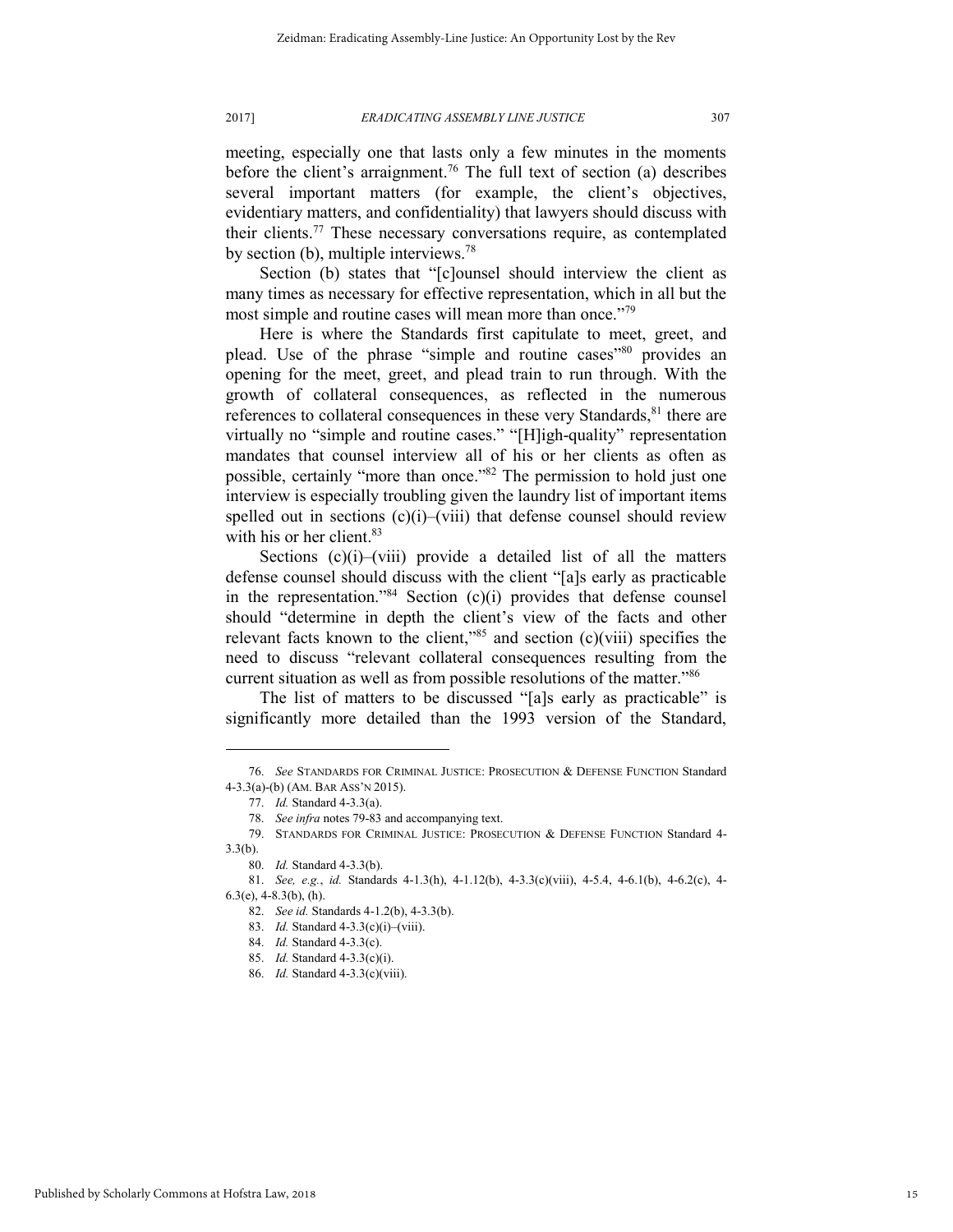meeting, especially one that lasts only a few minutes in the moments before the client's arraignment.[76] The full text of section (a) describes several important matters (for example, the client's objectives, evidentiary matters, and confidentiality) that lawyers should discuss with their clients.[77] These necessary conversations require, as contemplated by section (b), multiple interviews.[78]

Section (b) states that "[c]ounsel should interview the client as many times as necessary for effective representation, which in all but the most simple and routine cases will mean more than once."[79]

Here is where the Standards first capitulate to meet, greet, and plead. Use of the phrase "simple and routine cases"[80] provides an opening for the meet, greet, and plead train to run through. With the growth of collateral consequences, as reflected in the numerous references to collateral consequences in these very Standards,[81] there are virtually no "simple and routine cases." "[H]igh-quality" representation mandates that counsel interview all of his or her clients as often as possible, certainly "more than once."[82] The permission to hold just one interview is especially troubling given the laundry list of important items spelled out in sections (c)(i)–(viii) that defense counsel should review with his or her client.[83]

Sections (c)(i)–(viii) provide a detailed list of all the matters defense counsel should discuss with the client "[a]s early as practicable in the representation."[84] Section (c)(i) provides that defense counsel should "determine in depth the client's view of the facts and other relevant facts known to the client,"[85] and section (c)(viii) specifies the need to discuss "relevant collateral consequences resulting from the current situation as well as from possible resolutions of the matter."[86]

The list of matters to be discussed "[a]s early as practicable" is significantly more detailed than the 1993 version of the Standard,

---

76. *See* STANDARDS FOR CRIMINAL JUSTICE: PROSECUTION & DEFENSE FUNCTION Standard 4-3.3(a)-(b) (AM. BAR ASS'N 2015).

77. *Id.* Standard 4-3.3(a).

78. *See infra* notes 79-83 and accompanying text.

79. STANDARDS FOR CRIMINAL JUSTICE: PROSECUTION & DEFENSE FUNCTION Standard 4-3.3(b).

80. *Id.* Standard 4-3.3(b).

81. *See, e.g.*, *id.* Standards 4-1.3(h), 4-1.12(b), 4-3.3(c)(viii), 4-5.4, 4-6.1(b), 4-6.2(c), 4-6.3(e), 4-8.3(b), (h).

82. *See id.* Standards 4-1.2(b), 4-3.3(b).

83. *Id.* Standard 4-3.3(c)(i)–(viii).

84. *Id.* Standard 4-3.3(c).

85. *Id.* Standard 4-3.3(c)(i).

86. *Id.* Standard 4-3.3(c)(viii).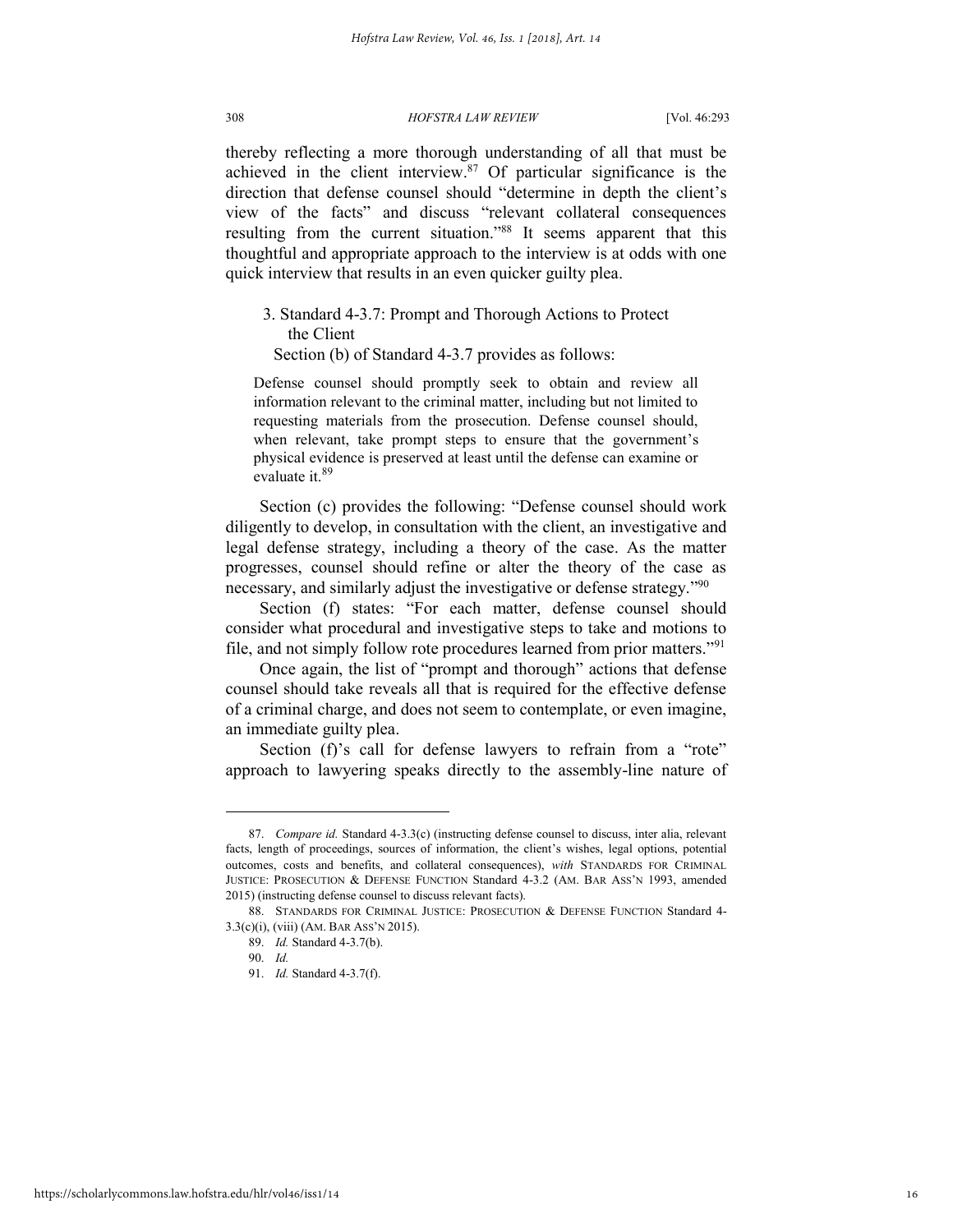thereby reflecting a more thorough understanding of all that must be achieved in the client interview.[87] Of particular significance is the direction that defense counsel should "determine in depth the client's view of the facts" and discuss "relevant collateral consequences resulting from the current situation."[88] It seems apparent that this thoughtful and appropriate approach to the interview is at odds with one quick interview that results in an even quicker guilty plea.

### 3. Standard 4-3.7: Prompt and Thorough Actions to Protect the Client

Section (b) of Standard 4-3.7 provides as follows:

> Defense counsel should promptly seek to obtain and review all information relevant to the criminal matter, including but not limited to requesting materials from the prosecution. Defense counsel should, when relevant, take prompt steps to ensure that the government's physical evidence is preserved at least until the defense can examine or evaluate it.[89]

Section (c) provides the following: "Defense counsel should work diligently to develop, in consultation with the client, an investigative and legal defense strategy, including a theory of the case. As the matter progresses, counsel should refine or alter the theory of the case as necessary, and similarly adjust the investigative or defense strategy."[90]

Section (f) states: "For each matter, defense counsel should consider what procedural and investigative steps to take and motions to file, and not simply follow rote procedures learned from prior matters."[91]

Once again, the list of "prompt and thorough" actions that defense counsel should take reveals all that is required for the effective defense of a criminal charge, and does not seem to contemplate, or even imagine, an immediate guilty plea.

Section (f)'s call for defense lawyers to refrain from a "rote" approach to lawyering speaks directly to the assembly-line nature of

---

87. *Compare id.* Standard 4-3.3(c) (instructing defense counsel to discuss, inter alia, relevant facts, length of proceedings, sources of information, the client's wishes, legal options, potential outcomes, costs and benefits, and collateral consequences), *with* STANDARDS FOR CRIMINAL JUSTICE: PROSECUTION & DEFENSE FUNCTION Standard 4-3.2 (AM. BAR ASS'N 1993, amended 2015) (instructing defense counsel to discuss relevant facts).

88. STANDARDS FOR CRIMINAL JUSTICE: PROSECUTION & DEFENSE FUNCTION Standard 4-3.3(c)(i), (viii) (AM. BAR ASS'N 2015).

89. *Id.* Standard 4-3.7(b).

90. *Id.*

91. *Id.* Standard 4-3.7(f).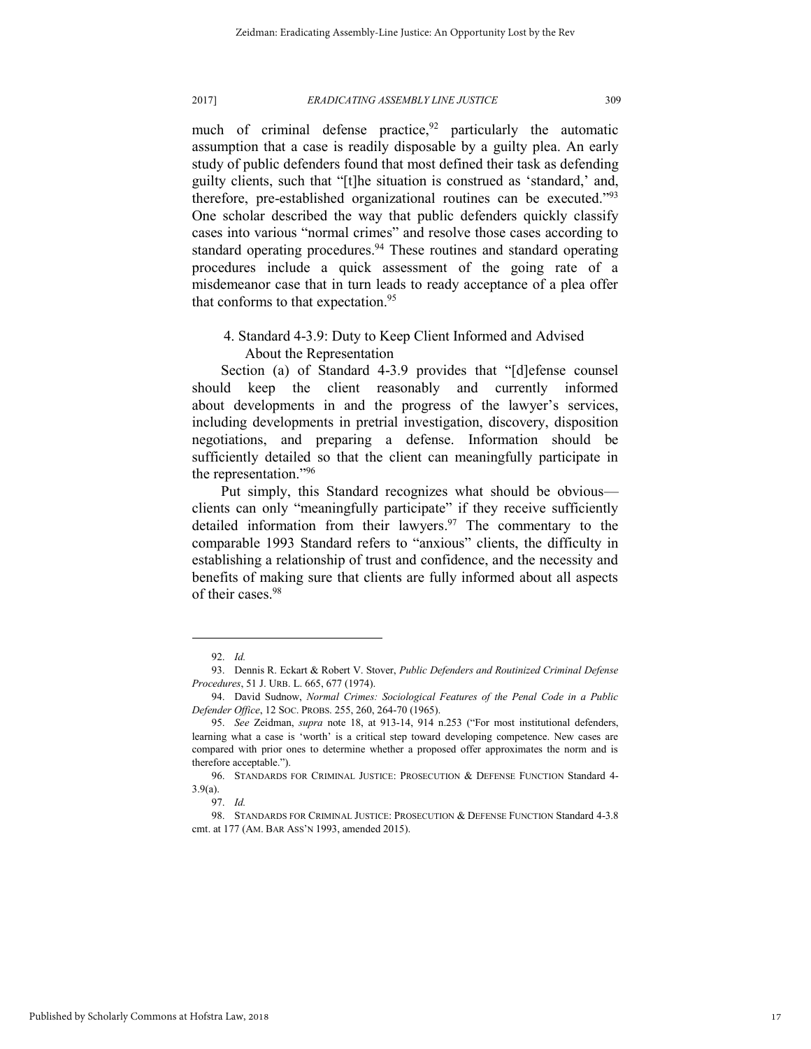much of criminal defense practice,[92] particularly the automatic assumption that a case is readily disposable by a guilty plea. An early study of public defenders found that most defined their task as defending guilty clients, such that "[t]he situation is construed as 'standard,' and, therefore, pre-established organizational routines can be executed."[93] One scholar described the way that public defenders quickly classify cases into various "normal crimes" and resolve those cases according to standard operating procedures.[94] These routines and standard operating procedures include a quick assessment of the going rate of a misdemeanor case that in turn leads to ready acceptance of a plea offer that conforms to that expectation.[95]

#### 4. Standard 4-3.9: Duty to Keep Client Informed and Advised About the Representation

Section (a) of Standard 4-3.9 provides that "[d]efense counsel should keep the client reasonably and currently informed about developments in and the progress of the lawyer's services, including developments in pretrial investigation, discovery, disposition negotiations, and preparing a defense. Information should be sufficiently detailed so that the client can meaningfully participate in the representation."[96]

Put simply, this Standard recognizes what should be obvious—clients can only "meaningfully participate" if they receive sufficiently detailed information from their lawyers.[97] The commentary to the comparable 1993 Standard refers to "anxious" clients, the difficulty in establishing a relationship of trust and confidence, and the necessity and benefits of making sure that clients are fully informed about all aspects of their cases.[98]

---

92. *Id.*

93. Dennis R. Eckart & Robert V. Stover, *Public Defenders and Routinized Criminal Defense Procedures*, 51 J. URB. L. 665, 677 (1974).

94. David Sudnow, *Normal Crimes: Sociological Features of the Penal Code in a Public Defender Office*, 12 SOC. PROBS. 255, 260, 264-70 (1965).

95. *See* Zeidman, *supra* note 18, at 913-14, 914 n.253 ("For most institutional defenders, learning what a case is 'worth' is a critical step toward developing competence. New cases are compared with prior ones to determine whether a proposed offer approximates the norm and is therefore acceptable.").

96. STANDARDS FOR CRIMINAL JUSTICE: PROSECUTION & DEFENSE FUNCTION Standard 4-3.9(a).

97. *Id.*

98. STANDARDS FOR CRIMINAL JUSTICE: PROSECUTION & DEFENSE FUNCTION Standard 4-3.8 cmt. at 177 (AM. BAR ASS'N 1993, amended 2015).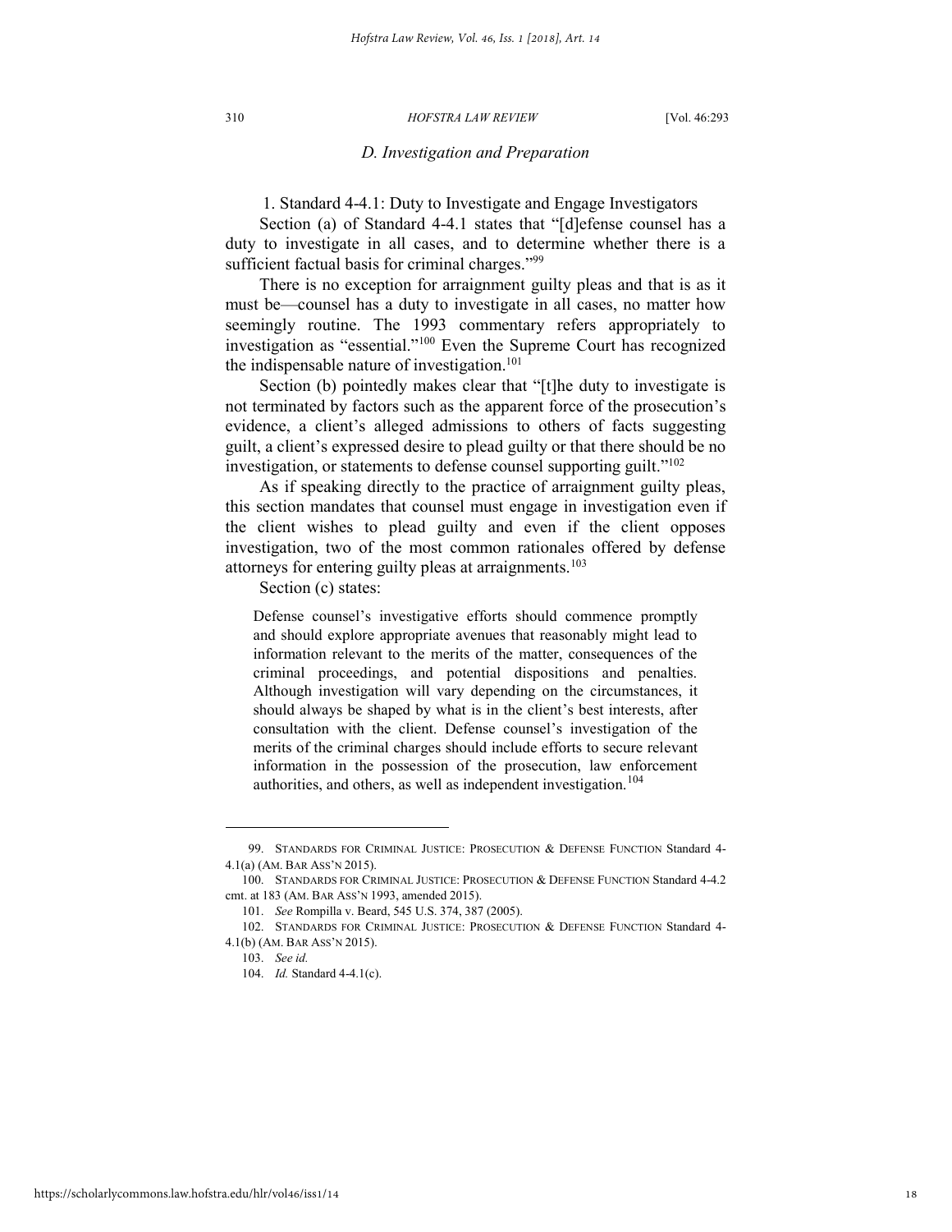### *D. Investigation and Preparation*

1. Standard 4-4.1: Duty to Investigate and Engage Investigators

Section (a) of Standard 4-4.1 states that "[d]efense counsel has a duty to investigate in all cases, and to determine whether there is a sufficient factual basis for criminal charges."[99]

There is no exception for arraignment guilty pleas and that is as it must be—counsel has a duty to investigate in all cases, no matter how seemingly routine. The 1993 commentary refers appropriately to investigation as "essential."[100] Even the Supreme Court has recognized the indispensable nature of investigation.[101]

Section (b) pointedly makes clear that "[t]he duty to investigate is not terminated by factors such as the apparent force of the prosecution's evidence, a client's alleged admissions to others of facts suggesting guilt, a client's expressed desire to plead guilty or that there should be no investigation, or statements to defense counsel supporting guilt."[102]

As if speaking directly to the practice of arraignment guilty pleas, this section mandates that counsel must engage in investigation even if the client wishes to plead guilty and even if the client opposes investigation, two of the most common rationales offered by defense attorneys for entering guilty pleas at arraignments.[103]

Section (c) states:

> Defense counsel's investigative efforts should commence promptly and should explore appropriate avenues that reasonably might lead to information relevant to the merits of the matter, consequences of the criminal proceedings, and potential dispositions and penalties. Although investigation will vary depending on the circumstances, it should always be shaped by what is in the client's best interests, after consultation with the client. Defense counsel's investigation of the merits of the criminal charges should include efforts to secure relevant information in the possession of the prosecution, law enforcement authorities, and others, as well as independent investigation.[104]

---

99. STANDARDS FOR CRIMINAL JUSTICE: PROSECUTION & DEFENSE FUNCTION Standard 4-4.1(a) (AM. BAR ASS'N 2015).

100. STANDARDS FOR CRIMINAL JUSTICE: PROSECUTION & DEFENSE FUNCTION Standard 4-4.2 cmt. at 183 (AM. BAR ASS'N 1993, amended 2015).

101. *See* Rompilla v. Beard, 545 U.S. 374, 387 (2005).

102. STANDARDS FOR CRIMINAL JUSTICE: PROSECUTION & DEFENSE FUNCTION Standard 4-4.1(b) (AM. BAR ASS'N 2015).

103. *See id.*

104. *Id.* Standard 4-4.1(c).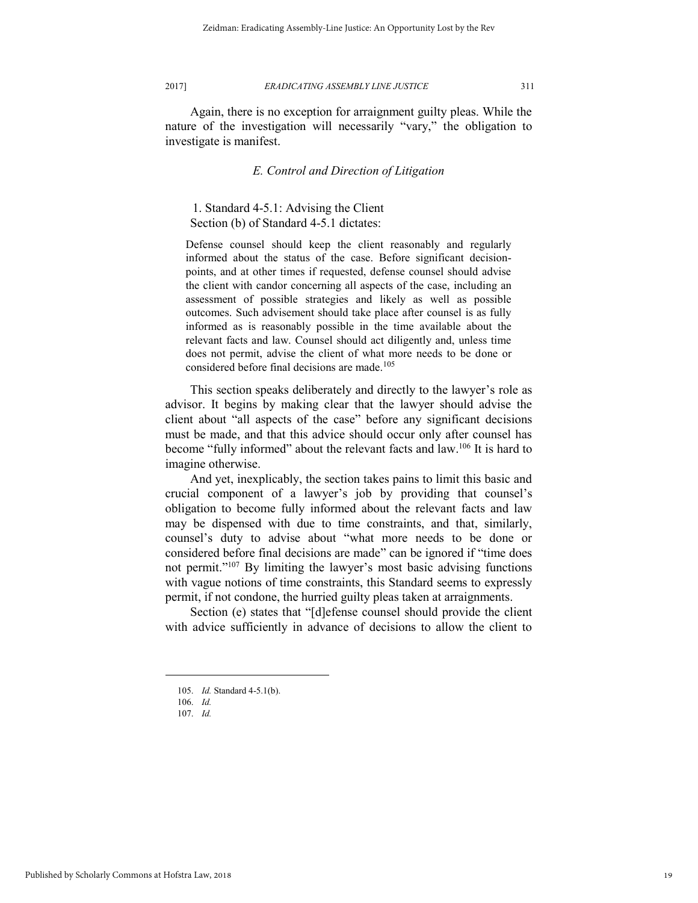Again, there is no exception for arraignment guilty pleas. While the nature of the investigation will necessarily "vary," the obligation to investigate is manifest.

### *E. Control and Direction of Litigation*

1. Standard 4-5.1: Advising the Client

Section (b) of Standard 4-5.1 dictates:

> Defense counsel should keep the client reasonably and regularly informed about the status of the case. Before significant decision-points, and at other times if requested, defense counsel should advise the client with candor concerning all aspects of the case, including an assessment of possible strategies and likely as well as possible outcomes. Such advisement should take place after counsel is as fully informed as is reasonably possible in the time available about the relevant facts and law. Counsel should act diligently and, unless time does not permit, advise the client of what more needs to be done or considered before final decisions are made.[105]

This section speaks deliberately and directly to the lawyer's role as advisor. It begins by making clear that the lawyer should advise the client about "all aspects of the case" before any significant decisions must be made, and that this advice should occur only after counsel has become "fully informed" about the relevant facts and law.[106] It is hard to imagine otherwise.

And yet, inexplicably, the section takes pains to limit this basic and crucial component of a lawyer's job by providing that counsel's obligation to become fully informed about the relevant facts and law may be dispensed with due to time constraints, and that, similarly, counsel's duty to advise about "what more needs to be done or considered before final decisions are made" can be ignored if "time does not permit."[107] By limiting the lawyer's most basic advising functions with vague notions of time constraints, this Standard seems to expressly permit, if not condone, the hurried guilty pleas taken at arraignments.

Section (e) states that "[d]efense counsel should provide the client with advice sufficiently in advance of decisions to allow the client to

---

105. *Id.* Standard 4-5.1(b).

106. *Id.*

107. *Id.*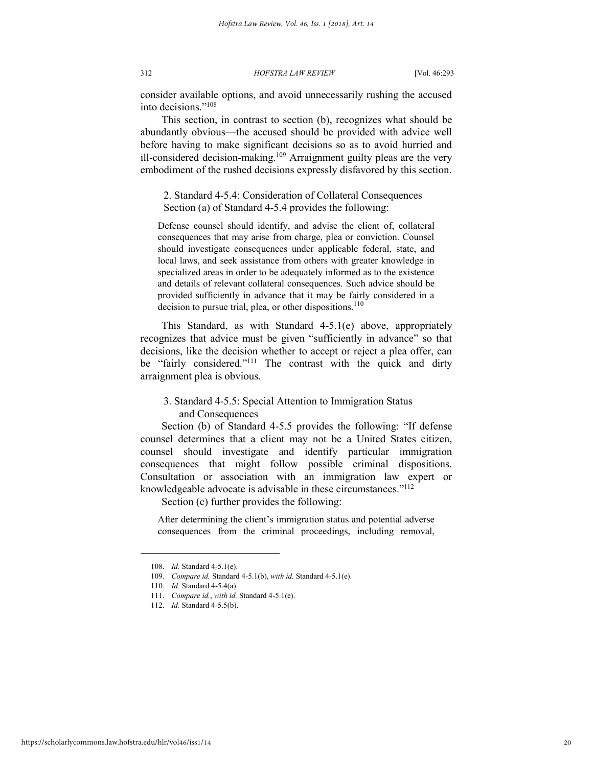consider available options, and avoid unnecessarily rushing the accused into decisions."[108]

This section, in contrast to section (b), recognizes what should be abundantly obvious—the accused should be provided with advice well before having to make significant decisions so as to avoid hurried and ill-considered decision-making.[109] Arraignment guilty pleas are the very embodiment of the rushed decisions expressly disfavored by this section.

### 2. Standard 4-5.4: Consideration of Collateral Consequences

Section (a) of Standard 4-5.4 provides the following:

> Defense counsel should identify, and advise the client of, collateral consequences that may arise from charge, plea or conviction. Counsel should investigate consequences under applicable federal, state, and local laws, and seek assistance from others with greater knowledge in specialized areas in order to be adequately informed as to the existence and details of relevant collateral consequences. Such advice should be provided sufficiently in advance that it may be fairly considered in a decision to pursue trial, plea, or other dispositions.[110]

This Standard, as with Standard 4-5.1(e) above, appropriately recognizes that advice must be given "sufficiently in advance" so that decisions, like the decision whether to accept or reject a plea offer, can be "fairly considered."[111] The contrast with the quick and dirty arraignment plea is obvious.

### 3. Standard 4-5.5: Special Attention to Immigration Status and Consequences

Section (b) of Standard 4-5.5 provides the following: "If defense counsel determines that a client may not be a United States citizen, counsel should investigate and identify particular immigration consequences that might follow possible criminal dispositions. Consultation or association with an immigration law expert or knowledgeable advocate is advisable in these circumstances."[112]

Section (c) further provides the following:

> After determining the client's immigration status and potential adverse consequences from the criminal proceedings, including removal,

---

108. *Id.* Standard 4-5.1(e).
109. *Compare id.* Standard 4-5.1(b), *with id.* Standard 4-5.1(e).
110. *Id.* Standard 4-5.4(a).
111. *Compare id.*, *with id.* Standard 4-5.1(e).
112. *Id.* Standard 4-5.5(b).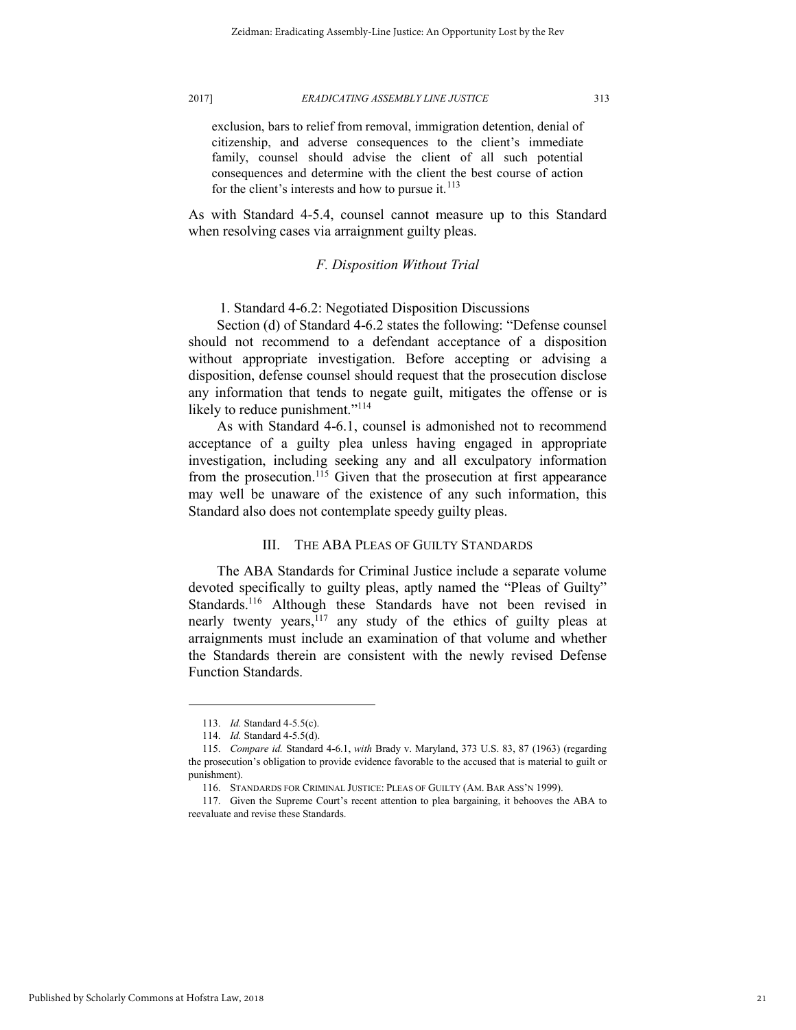exclusion, bars to relief from removal, immigration detention, denial of citizenship, and adverse consequences to the client's immediate family, counsel should advise the client of all such potential consequences and determine with the client the best course of action for the client's interests and how to pursue it.[113]

As with Standard 4-5.4, counsel cannot measure up to this Standard when resolving cases via arraignment guilty pleas.

### *F. Disposition Without Trial*

#### 1. Standard 4-6.2: Negotiated Disposition Discussions

Section (d) of Standard 4-6.2 states the following: "Defense counsel should not recommend to a defendant acceptance of a disposition without appropriate investigation. Before accepting or advising a disposition, defense counsel should request that the prosecution disclose any information that tends to negate guilt, mitigates the offense or is likely to reduce punishment."[114]

As with Standard 4-6.1, counsel is admonished not to recommend acceptance of a guilty plea unless having engaged in appropriate investigation, including seeking any and all exculpatory information from the prosecution.[115] Given that the prosecution at first appearance may well be unaware of the existence of any such information, this Standard also does not contemplate speedy guilty pleas.

## III. THE ABA PLEAS OF GUILTY STANDARDS

The ABA Standards for Criminal Justice include a separate volume devoted specifically to guilty pleas, aptly named the "Pleas of Guilty" Standards.[116] Although these Standards have not been revised in nearly twenty years,[117] any study of the ethics of guilty pleas at arraignments must include an examination of that volume and whether the Standards therein are consistent with the newly revised Defense Function Standards.

---

113. *Id.* Standard 4-5.5(c).

114. *Id.* Standard 4-5.5(d).

115. *Compare id.* Standard 4-6.1, *with* Brady v. Maryland, 373 U.S. 83, 87 (1963) (regarding the prosecution's obligation to provide evidence favorable to the accused that is material to guilt or punishment).

116. STANDARDS FOR CRIMINAL JUSTICE: PLEAS OF GUILTY (AM. BAR ASS'N 1999).

117. Given the Supreme Court's recent attention to plea bargaining, it behooves the ABA to reevaluate and revise these Standards.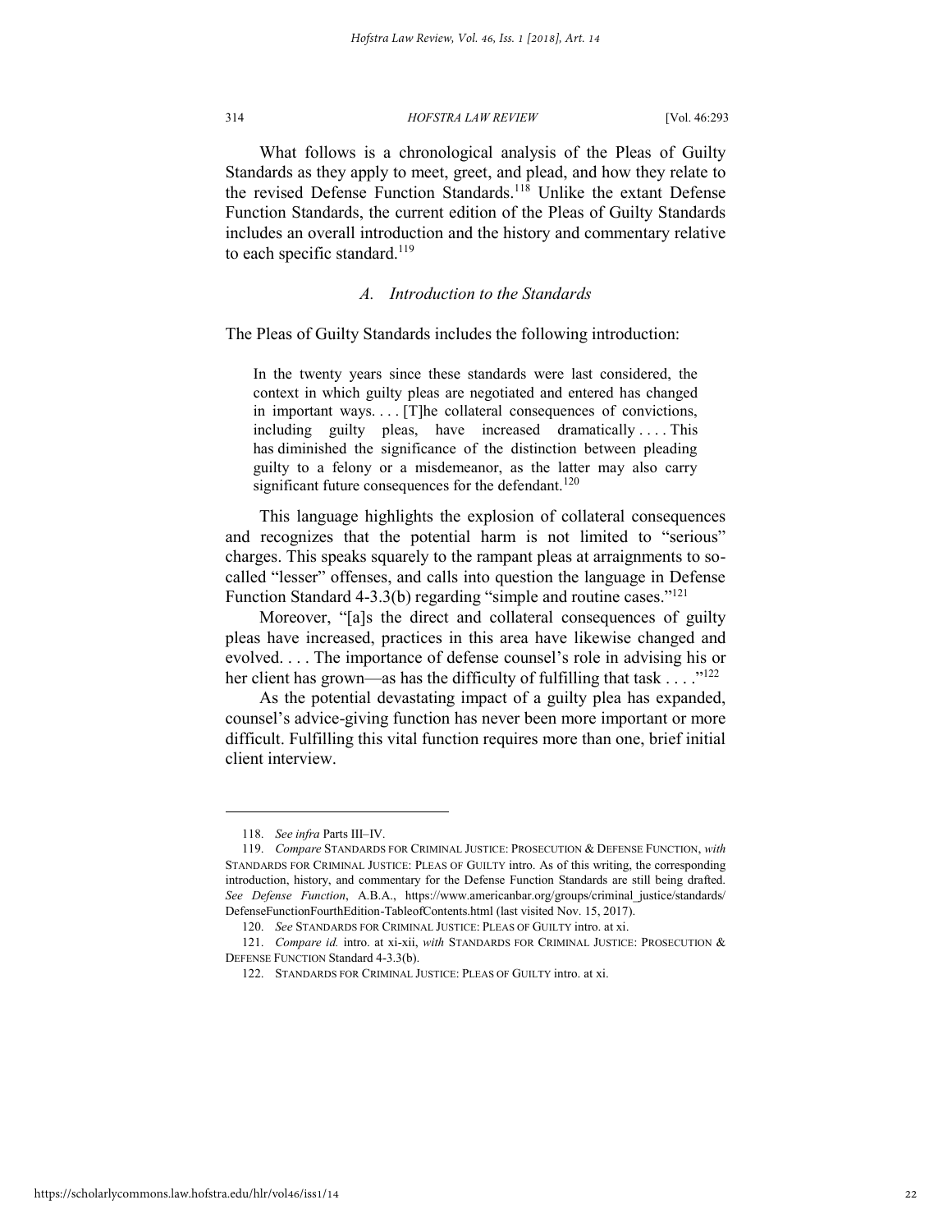What follows is a chronological analysis of the Pleas of Guilty Standards as they apply to meet, greet, and plead, and how they relate to the revised Defense Function Standards.[118] Unlike the extant Defense Function Standards, the current edition of the Pleas of Guilty Standards includes an overall introduction and the history and commentary relative to each specific standard.[119]

### *A. Introduction to the Standards*

The Pleas of Guilty Standards includes the following introduction:

> In the twenty years since these standards were last considered, the context in which guilty pleas are negotiated and entered has changed in important ways. . . . [T]he collateral consequences of convictions, including guilty pleas, have increased dramatically . . . . This has diminished the significance of the distinction between pleading guilty to a felony or a misdemeanor, as the latter may also carry significant future consequences for the defendant.[120]

This language highlights the explosion of collateral consequences and recognizes that the potential harm is not limited to "serious" charges. This speaks squarely to the rampant pleas at arraignments to so-called "lesser" offenses, and calls into question the language in Defense Function Standard 4-3.3(b) regarding "simple and routine cases."[121]

Moreover, "[a]s the direct and collateral consequences of guilty pleas have increased, practices in this area have likewise changed and evolved. . . . The importance of defense counsel's role in advising his or her client has grown—as has the difficulty of fulfilling that task . . . ."[122]

As the potential devastating impact of a guilty plea has expanded, counsel's advice-giving function has never been more important or more difficult. Fulfilling this vital function requires more than one, brief initial client interview.

---

118. *See infra* Parts III–IV.

119. *Compare* STANDARDS FOR CRIMINAL JUSTICE: PROSECUTION & DEFENSE FUNCTION, *with* STANDARDS FOR CRIMINAL JUSTICE: PLEAS OF GUILTY intro. As of this writing, the corresponding introduction, history, and commentary for the Defense Function Standards are still being drafted. *See Defense Function*, A.B.A., https://www.americanbar.org/groups/criminal_justice/standards/DefenseFunctionFourthEdition-TableofContents.html (last visited Nov. 15, 2017).

120. *See* STANDARDS FOR CRIMINAL JUSTICE: PLEAS OF GUILTY intro. at xi.

121. *Compare id.* intro. at xi-xii, *with* STANDARDS FOR CRIMINAL JUSTICE: PROSECUTION & DEFENSE FUNCTION Standard 4-3.3(b).

122. STANDARDS FOR CRIMINAL JUSTICE: PLEAS OF GUILTY intro. at xi.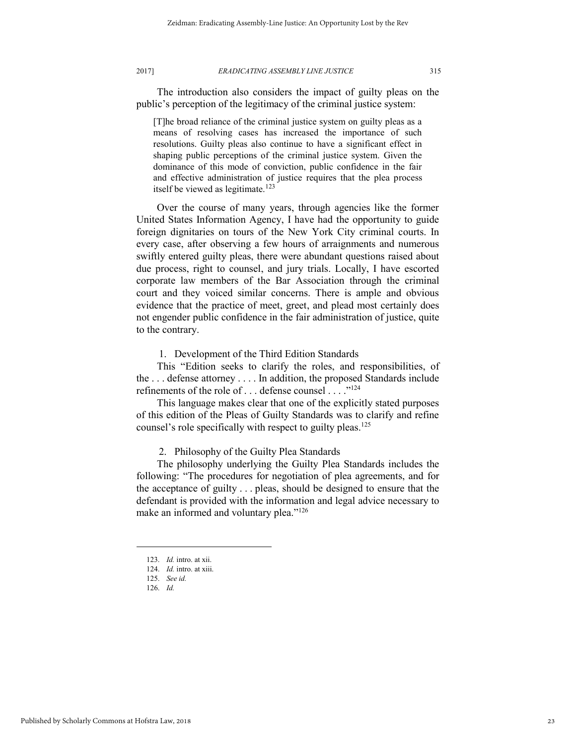The introduction also considers the impact of guilty pleas on the public's perception of the legitimacy of the criminal justice system:

> [T]he broad reliance of the criminal justice system on guilty pleas as a means of resolving cases has increased the importance of such resolutions. Guilty pleas also continue to have a significant effect in shaping public perceptions of the criminal justice system. Given the dominance of this mode of conviction, public confidence in the fair and effective administration of justice requires that the plea process itself be viewed as legitimate.[123]

Over the course of many years, through agencies like the former United States Information Agency, I have had the opportunity to guide foreign dignitaries on tours of the New York City criminal courts. In every case, after observing a few hours of arraignments and numerous swiftly entered guilty pleas, there were abundant questions raised about due process, right to counsel, and jury trials. Locally, I have escorted corporate law members of the Bar Association through the criminal court and they voiced similar concerns. There is ample and obvious evidence that the practice of meet, greet, and plead most certainly does not engender public confidence in the fair administration of justice, quite to the contrary.

1. Development of the Third Edition Standards

This "Edition seeks to clarify the roles, and responsibilities, of the . . . defense attorney . . . . In addition, the proposed Standards include refinements of the role of . . . defense counsel . . . ."[124]

This language makes clear that one of the explicitly stated purposes of this edition of the Pleas of Guilty Standards was to clarify and refine counsel's role specifically with respect to guilty pleas.[125]

2. Philosophy of the Guilty Plea Standards

The philosophy underlying the Guilty Plea Standards includes the following: "The procedures for negotiation of plea agreements, and for the acceptance of guilty . . . pleas, should be designed to ensure that the defendant is provided with the information and legal advice necessary to make an informed and voluntary plea."[126]

---

123. *Id.* intro. at xii.

124. *Id.* intro. at xiii.

125. *See id.*

126. *Id.*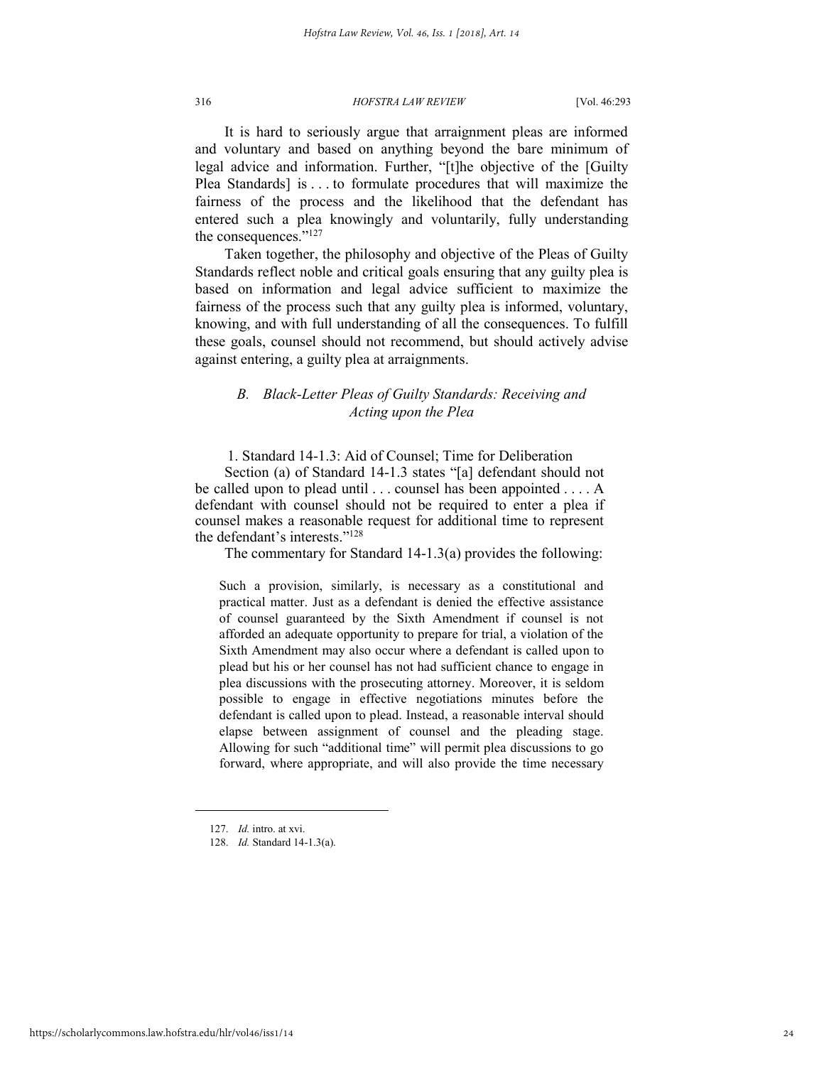It is hard to seriously argue that arraignment pleas are informed and voluntary and based on anything beyond the bare minimum of legal advice and information. Further, "[t]he objective of the [Guilty Plea Standards] is . . . to formulate procedures that will maximize the fairness of the process and the likelihood that the defendant has entered such a plea knowingly and voluntarily, fully understanding the consequences."[127]

Taken together, the philosophy and objective of the Pleas of Guilty Standards reflect noble and critical goals ensuring that any guilty plea is based on information and legal advice sufficient to maximize the fairness of the process such that any guilty plea is informed, voluntary, knowing, and with full understanding of all the consequences. To fulfill these goals, counsel should not recommend, but should actively advise against entering, a guilty plea at arraignments.

### *B. Black-Letter Pleas of Guilty Standards: Receiving and Acting upon the Plea*

1. Standard 14-1.3: Aid of Counsel; Time for Deliberation

Section (a) of Standard 14-1.3 states "[a] defendant should not be called upon to plead until . . . counsel has been appointed . . . . A defendant with counsel should not be required to enter a plea if counsel makes a reasonable request for additional time to represent the defendant's interests."[128]

The commentary for Standard 14-1.3(a) provides the following:

> Such a provision, similarly, is necessary as a constitutional and practical matter. Just as a defendant is denied the effective assistance of counsel guaranteed by the Sixth Amendment if counsel is not afforded an adequate opportunity to prepare for trial, a violation of the Sixth Amendment may also occur where a defendant is called upon to plead but his or her counsel has not had sufficient chance to engage in plea discussions with the prosecuting attorney. Moreover, it is seldom possible to engage in effective negotiations minutes before the defendant is called upon to plead. Instead, a reasonable interval should elapse between assignment of counsel and the pleading stage. Allowing for such "additional time" will permit plea discussions to go forward, where appropriate, and will also provide the time necessary

---

127. *Id.* intro. at xvi.

128. *Id.* Standard 14-1.3(a).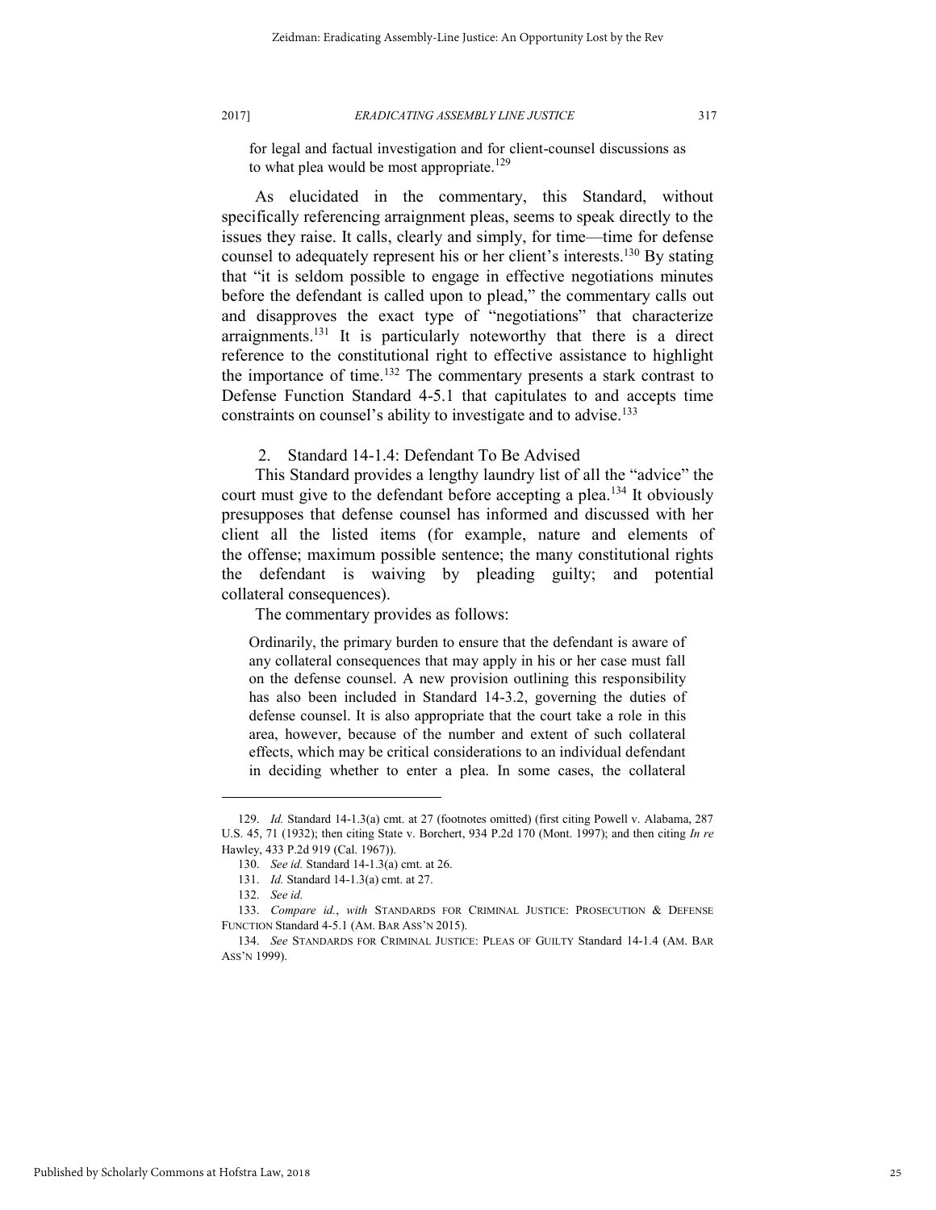> for legal and factual investigation and for client-counsel discussions as to what plea would be most appropriate.[129]

As elucidated in the commentary, this Standard, without specifically referencing arraignment pleas, seems to speak directly to the issues they raise. It calls, clearly and simply, for time—time for defense counsel to adequately represent his or her client's interests.[130] By stating that "it is seldom possible to engage in effective negotiations minutes before the defendant is called upon to plead," the commentary calls out and disapproves the exact type of "negotiations" that characterize arraignments.[131] It is particularly noteworthy that there is a direct reference to the constitutional right to effective assistance to highlight the importance of time.[132] The commentary presents a stark contrast to Defense Function Standard 4-5.1 that capitulates to and accepts time constraints on counsel's ability to investigate and to advise.[133]

### 2. Standard 14-1.4: Defendant To Be Advised

This Standard provides a lengthy laundry list of all the "advice" the court must give to the defendant before accepting a plea.[134] It obviously presupposes that defense counsel has informed and discussed with her client all the listed items (for example, nature and elements of the offense; maximum possible sentence; the many constitutional rights the defendant is waiving by pleading guilty; and potential collateral consequences).

The commentary provides as follows:

> Ordinarily, the primary burden to ensure that the defendant is aware of any collateral consequences that may apply in his or her case must fall on the defense counsel. A new provision outlining this responsibility has also been included in Standard 14-3.2, governing the duties of defense counsel. It is also appropriate that the court take a role in this area, however, because of the number and extent of such collateral effects, which may be critical considerations to an individual defendant in deciding whether to enter a plea. In some cases, the collateral

---

129. *Id.* Standard 14-1.3(a) cmt. at 27 (footnotes omitted) (first citing Powell v. Alabama, 287 U.S. 45, 71 (1932); then citing State v. Borchert, 934 P.2d 170 (Mont. 1997); and then citing *In re* Hawley, 433 P.2d 919 (Cal. 1967)).

130. *See id.* Standard 14-1.3(a) cmt. at 26.

131. *Id.* Standard 14-1.3(a) cmt. at 27.

132. *See id.*

133. *Compare id.*, *with* STANDARDS FOR CRIMINAL JUSTICE: PROSECUTION & DEFENSE FUNCTION Standard 4-5.1 (AM. BAR ASS'N 2015).

134. *See* STANDARDS FOR CRIMINAL JUSTICE: PLEAS OF GUILTY Standard 14-1.4 (AM. BAR ASS'N 1999).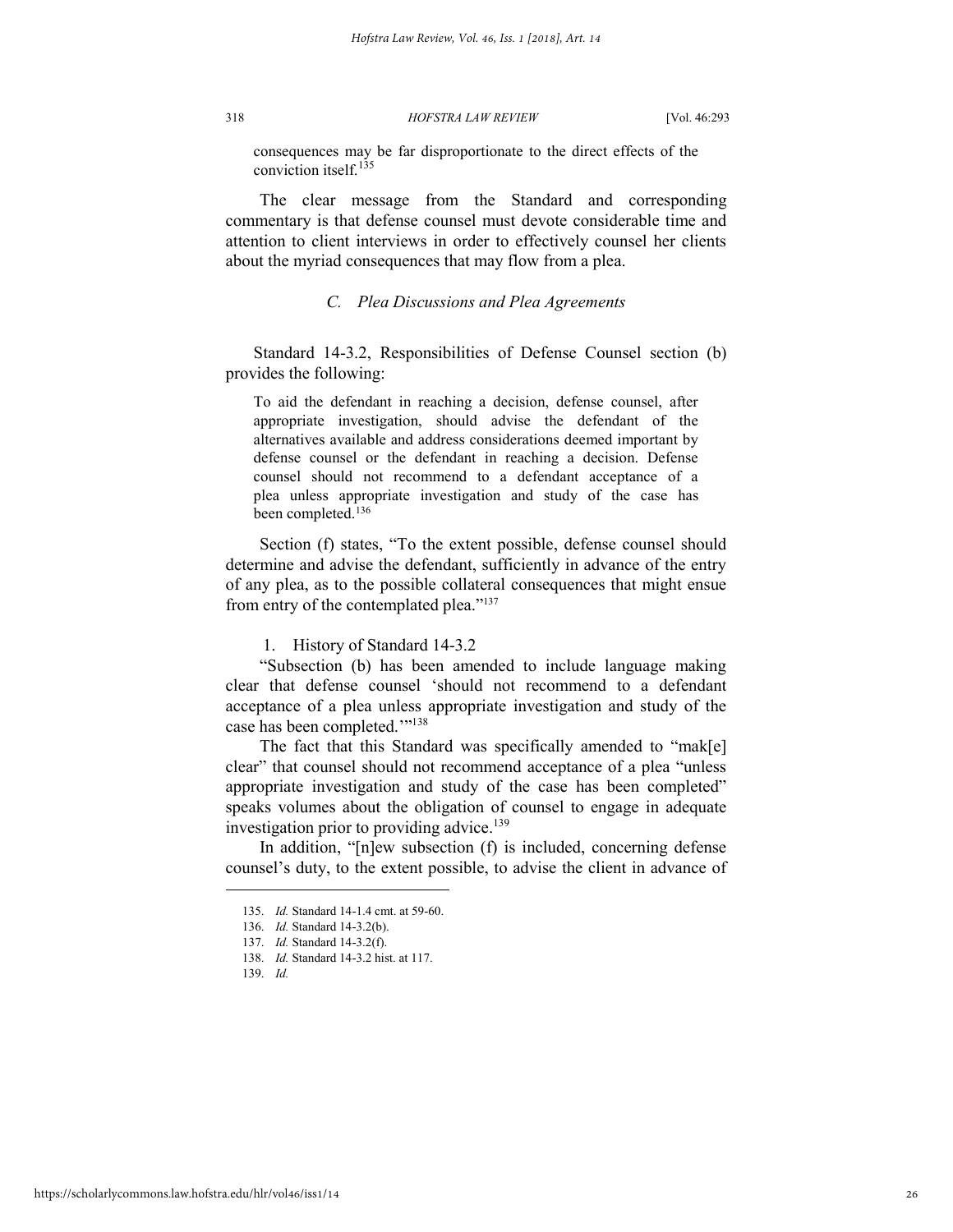consequences may be far disproportionate to the direct effects of the conviction itself.[135]

The clear message from the Standard and corresponding commentary is that defense counsel must devote considerable time and attention to client interviews in order to effectively counsel her clients about the myriad consequences that may flow from a plea.

### *C. Plea Discussions and Plea Agreements*

Standard 14-3.2, Responsibilities of Defense Counsel section (b) provides the following:

> To aid the defendant in reaching a decision, defense counsel, after appropriate investigation, should advise the defendant of the alternatives available and address considerations deemed important by defense counsel or the defendant in reaching a decision. Defense counsel should not recommend to a defendant acceptance of a plea unless appropriate investigation and study of the case has been completed.[136]

Section (f) states, "To the extent possible, defense counsel should determine and advise the defendant, sufficiently in advance of the entry of any plea, as to the possible collateral consequences that might ensue from entry of the contemplated plea."[137]

#### 1. History of Standard 14-3.2

"Subsection (b) has been amended to include language making clear that defense counsel 'should not recommend to a defendant acceptance of a plea unless appropriate investigation and study of the case has been completed.'"[138]

The fact that this Standard was specifically amended to "mak[e] clear" that counsel should not recommend acceptance of a plea "unless appropriate investigation and study of the case has been completed" speaks volumes about the obligation of counsel to engage in adequate investigation prior to providing advice.[139]

In addition, "[n]ew subsection (f) is included, concerning defense counsel's duty, to the extent possible, to advise the client in advance of

---

135. *Id.* Standard 14-1.4 cmt. at 59-60.
136. *Id.* Standard 14-3.2(b).
137. *Id.* Standard 14-3.2(f).
138. *Id.* Standard 14-3.2 hist. at 117.
139. *Id.*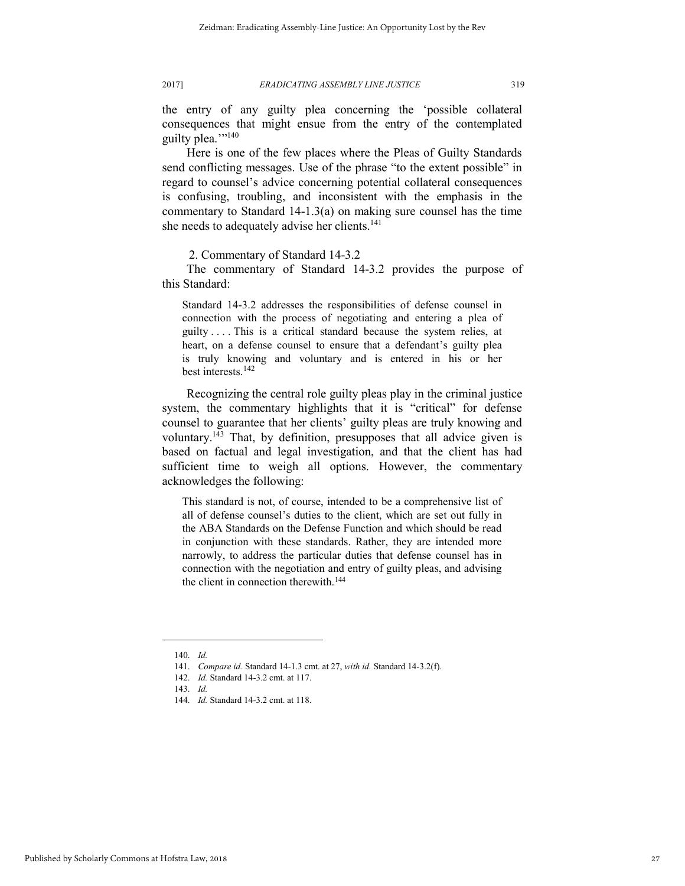the entry of any guilty plea concerning the 'possible collateral consequences that might ensue from the entry of the contemplated guilty plea.'"[140]

Here is one of the few places where the Pleas of Guilty Standards send conflicting messages. Use of the phrase "to the extent possible" in regard to counsel's advice concerning potential collateral consequences is confusing, troubling, and inconsistent with the emphasis in the commentary to Standard 14-1.3(a) on making sure counsel has the time she needs to adequately advise her clients.[141]

2. Commentary of Standard 14-3.2

The commentary of Standard 14-3.2 provides the purpose of this Standard:

> Standard 14-3.2 addresses the responsibilities of defense counsel in connection with the process of negotiating and entering a plea of guilty . . . . This is a critical standard because the system relies, at heart, on a defense counsel to ensure that a defendant's guilty plea is truly knowing and voluntary and is entered in his or her best interests.[142]

Recognizing the central role guilty pleas play in the criminal justice system, the commentary highlights that it is "critical" for defense counsel to guarantee that her clients' guilty pleas are truly knowing and voluntary.[143] That, by definition, presupposes that all advice given is based on factual and legal investigation, and that the client has had sufficient time to weigh all options. However, the commentary acknowledges the following:

> This standard is not, of course, intended to be a comprehensive list of all of defense counsel's duties to the client, which are set out fully in the ABA Standards on the Defense Function and which should be read in conjunction with these standards. Rather, they are intended more narrowly, to address the particular duties that defense counsel has in connection with the negotiation and entry of guilty pleas, and advising the client in connection therewith.[144]

---

140. *Id.*

141. *Compare id.* Standard 14-1.3 cmt. at 27, *with id.* Standard 14-3.2(f).

142. *Id.* Standard 14-3.2 cmt. at 117.

143. *Id.*

144. *Id.* Standard 14-3.2 cmt. at 118.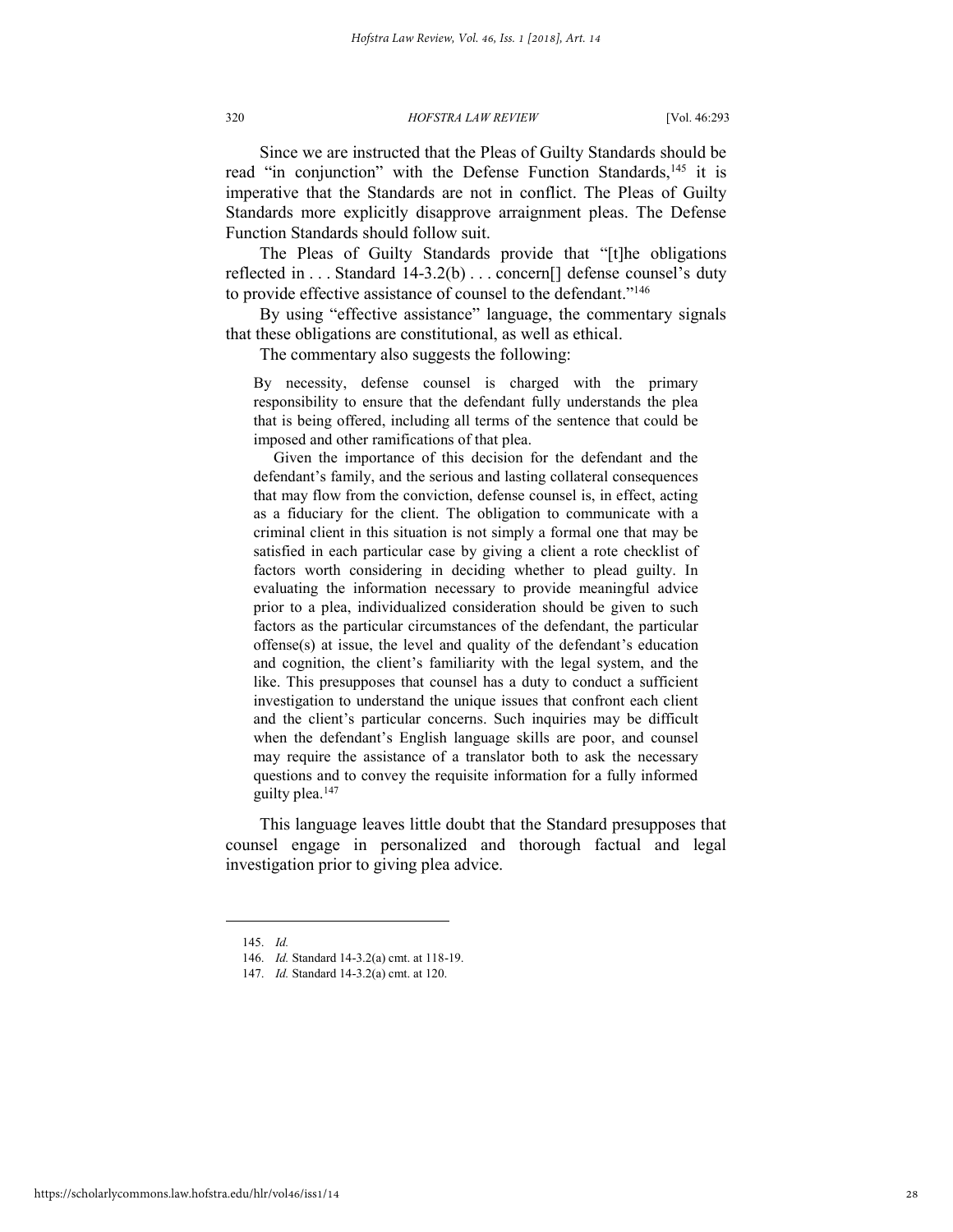Since we are instructed that the Pleas of Guilty Standards should be read "in conjunction" with the Defense Function Standards,[145] it is imperative that the Standards are not in conflict. The Pleas of Guilty Standards more explicitly disapprove arraignment pleas. The Defense Function Standards should follow suit.

The Pleas of Guilty Standards provide that "[t]he obligations reflected in . . . Standard 14-3.2(b) . . . concern[] defense counsel's duty to provide effective assistance of counsel to the defendant."[146]

By using "effective assistance" language, the commentary signals that these obligations are constitutional, as well as ethical.

The commentary also suggests the following:

> By necessity, defense counsel is charged with the primary responsibility to ensure that the defendant fully understands the plea that is being offered, including all terms of the sentence that could be imposed and other ramifications of that plea.
>
> Given the importance of this decision for the defendant and the defendant's family, and the serious and lasting collateral consequences that may flow from the conviction, defense counsel is, in effect, acting as a fiduciary for the client. The obligation to communicate with a criminal client in this situation is not simply a formal one that may be satisfied in each particular case by giving a client a rote checklist of factors worth considering in deciding whether to plead guilty. In evaluating the information necessary to provide meaningful advice prior to a plea, individualized consideration should be given to such factors as the particular circumstances of the defendant, the particular offense(s) at issue, the level and quality of the defendant's education and cognition, the client's familiarity with the legal system, and the like. This presupposes that counsel has a duty to conduct a sufficient investigation to understand the unique issues that confront each client and the client's particular concerns. Such inquiries may be difficult when the defendant's English language skills are poor, and counsel may require the assistance of a translator both to ask the necessary questions and to convey the requisite information for a fully informed guilty plea.[147]

This language leaves little doubt that the Standard presupposes that counsel engage in personalized and thorough factual and legal investigation prior to giving plea advice.

---

145. *Id.*

146. *Id.* Standard 14-3.2(a) cmt. at 118-19.

147. *Id.* Standard 14-3.2(a) cmt. at 120.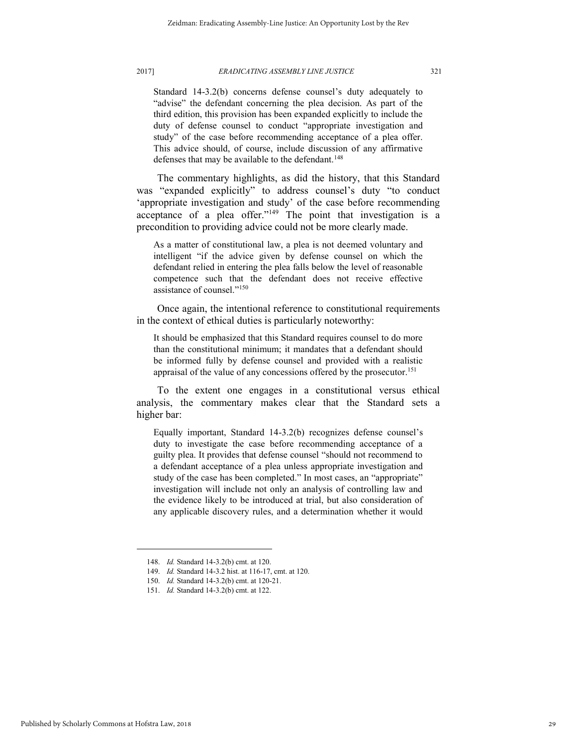> Standard 14-3.2(b) concerns defense counsel's duty adequately to "advise" the defendant concerning the plea decision. As part of the third edition, this provision has been expanded explicitly to include the duty of defense counsel to conduct "appropriate investigation and study" of the case before recommending acceptance of a plea offer. This advice should, of course, include discussion of any affirmative defenses that may be available to the defendant.[148]

The commentary highlights, as did the history, that this Standard was "expanded explicitly" to address counsel's duty "to conduct 'appropriate investigation and study' of the case before recommending acceptance of a plea offer."[149] The point that investigation is a precondition to providing advice could not be more clearly made.

> As a matter of constitutional law, a plea is not deemed voluntary and intelligent "if the advice given by defense counsel on which the defendant relied in entering the plea falls below the level of reasonable competence such that the defendant does not receive effective assistance of counsel."[150]

Once again, the intentional reference to constitutional requirements in the context of ethical duties is particularly noteworthy:

> It should be emphasized that this Standard requires counsel to do more than the constitutional minimum; it mandates that a defendant should be informed fully by defense counsel and provided with a realistic appraisal of the value of any concessions offered by the prosecutor.[151]

To the extent one engages in a constitutional versus ethical analysis, the commentary makes clear that the Standard sets a higher bar:

> Equally important, Standard 14-3.2(b) recognizes defense counsel's duty to investigate the case before recommending acceptance of a guilty plea. It provides that defense counsel "should not recommend to a defendant acceptance of a plea unless appropriate investigation and study of the case has been completed." In most cases, an "appropriate" investigation will include not only an analysis of controlling law and the evidence likely to be introduced at trial, but also consideration of any applicable discovery rules, and a determination whether it would

---

148. *Id.* Standard 14-3.2(b) cmt. at 120.

149. *Id.* Standard 14-3.2 hist. at 116-17, cmt. at 120.

150. *Id.* Standard 14-3.2(b) cmt. at 120-21.

151. *Id.* Standard 14-3.2(b) cmt. at 122.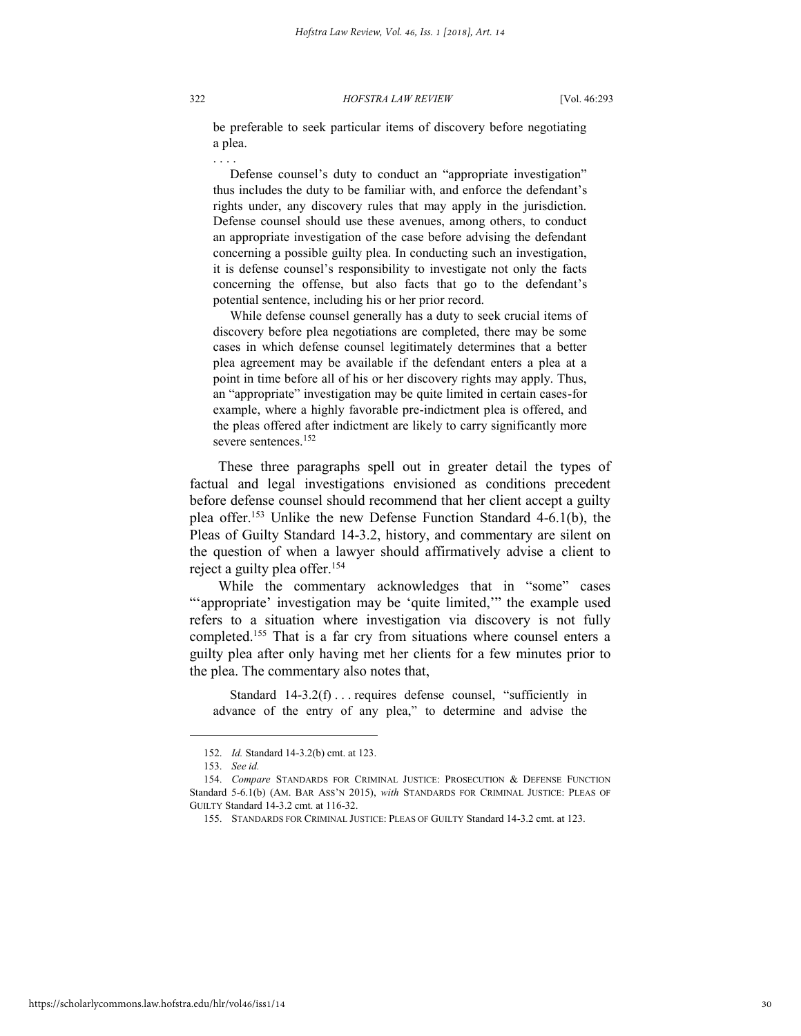> be preferable to seek particular items of discovery before negotiating a plea.
>
> . . . .
>
> Defense counsel's duty to conduct an "appropriate investigation" thus includes the duty to be familiar with, and enforce the defendant's rights under, any discovery rules that may apply in the jurisdiction. Defense counsel should use these avenues, among others, to conduct an appropriate investigation of the case before advising the defendant concerning a possible guilty plea. In conducting such an investigation, it is defense counsel's responsibility to investigate not only the facts concerning the offense, but also facts that go to the defendant's potential sentence, including his or her prior record.
>
> While defense counsel generally has a duty to seek crucial items of discovery before plea negotiations are completed, there may be some cases in which defense counsel legitimately determines that a better plea agreement may be available if the defendant enters a plea at a point in time before all of his or her discovery rights may apply. Thus, an "appropriate" investigation may be quite limited in certain cases-for example, where a highly favorable pre-indictment plea is offered, and the pleas offered after indictment are likely to carry significantly more severe sentences.[152]

These three paragraphs spell out in greater detail the types of factual and legal investigations envisioned as conditions precedent before defense counsel should recommend that her client accept a guilty plea offer.[153] Unlike the new Defense Function Standard 4-6.1(b), the Pleas of Guilty Standard 14-3.2, history, and commentary are silent on the question of when a lawyer should affirmatively advise a client to reject a guilty plea offer.[154]

While the commentary acknowledges that in "some" cases "'appropriate' investigation may be 'quite limited,'" the example used refers to a situation where investigation via discovery is not fully completed.[155] That is a far cry from situations where counsel enters a guilty plea after only having met her clients for a few minutes prior to the plea. The commentary also notes that,

> Standard 14-3.2(f) . . . requires defense counsel, "sufficiently in advance of the entry of any plea," to determine and advise the

---

152. *Id.* Standard 14-3.2(b) cmt. at 123.

153. *See id.*

154. *Compare* STANDARDS FOR CRIMINAL JUSTICE: PROSECUTION & DEFENSE FUNCTION Standard 5-6.1(b) (AM. BAR ASS'N 2015), *with* STANDARDS FOR CRIMINAL JUSTICE: PLEAS OF GUILTY Standard 14-3.2 cmt. at 116-32.

155. STANDARDS FOR CRIMINAL JUSTICE: PLEAS OF GUILTY Standard 14-3.2 cmt. at 123.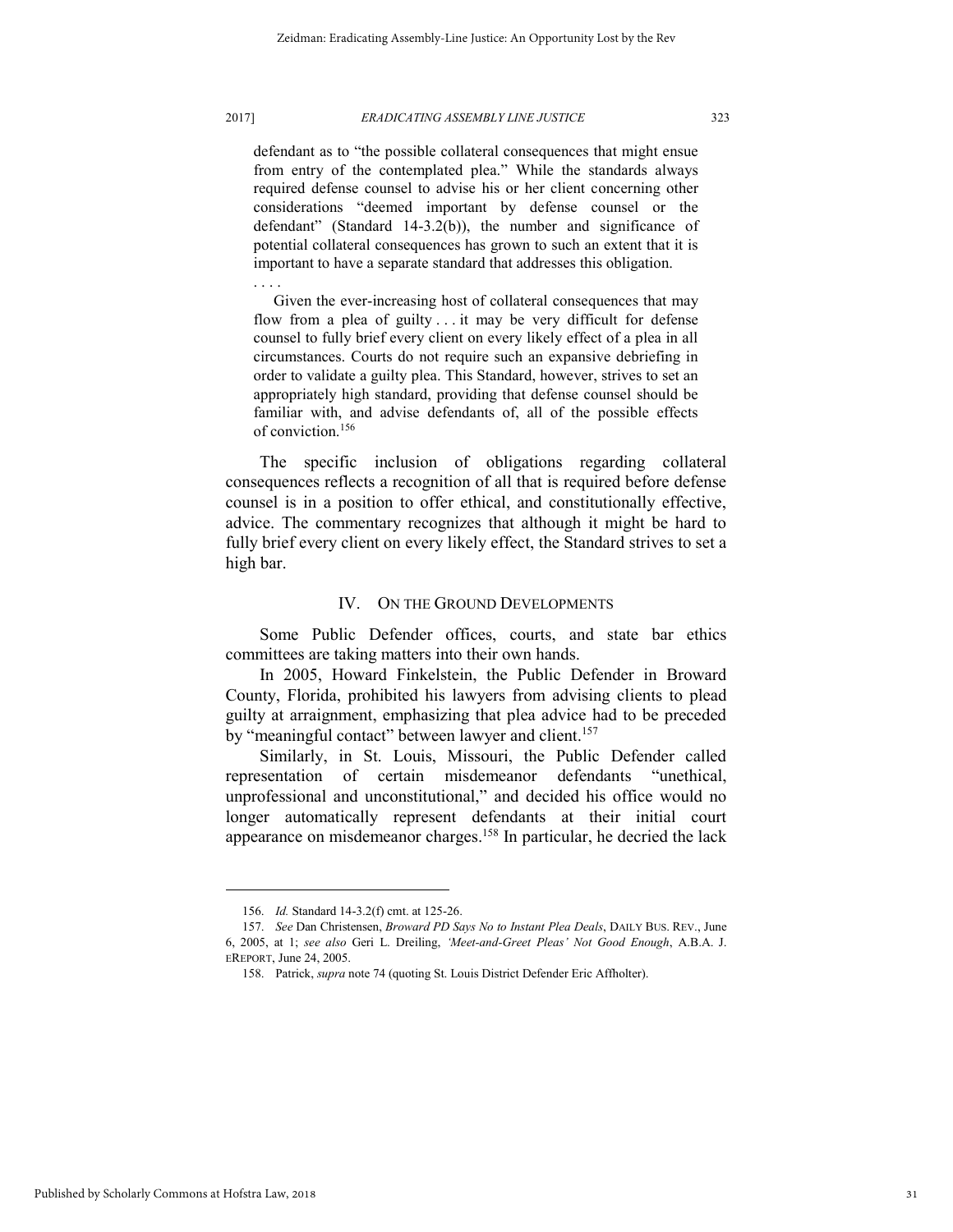defendant as to "the possible collateral consequences that might ensue from entry of the contemplated plea." While the standards always required defense counsel to advise his or her client concerning other considerations "deemed important by defense counsel or the defendant" (Standard 14-3.2(b)), the number and significance of potential collateral consequences has grown to such an extent that it is important to have a separate standard that addresses this obligation.

> . . . .

> Given the ever-increasing host of collateral consequences that may flow from a plea of guilty . . . it may be very difficult for defense counsel to fully brief every client on every likely effect of a plea in all circumstances. Courts do not require such an expansive debriefing in order to validate a guilty plea. This Standard, however, strives to set an appropriately high standard, providing that defense counsel should be familiar with, and advise defendants of, all of the possible effects of conviction.[156]

The specific inclusion of obligations regarding collateral consequences reflects a recognition of all that is required before defense counsel is in a position to offer ethical, and constitutionally effective, advice. The commentary recognizes that although it might be hard to fully brief every client on every likely effect, the Standard strives to set a high bar.

## IV. ON THE GROUND DEVELOPMENTS

Some Public Defender offices, courts, and state bar ethics committees are taking matters into their own hands.

In 2005, Howard Finkelstein, the Public Defender in Broward County, Florida, prohibited his lawyers from advising clients to plead guilty at arraignment, emphasizing that plea advice had to be preceded by "meaningful contact" between lawyer and client.[157]

Similarly, in St. Louis, Missouri, the Public Defender called representation of certain misdemeanor defendants "unethical, unprofessional and unconstitutional," and decided his office would no longer automatically represent defendants at their initial court appearance on misdemeanor charges.[158] In particular, he decried the lack

---

156. *Id.* Standard 14-3.2(f) cmt. at 125-26.

157. *See* Dan Christensen, *Broward PD Says No to Instant Plea Deals*, DAILY BUS. REV., June 6, 2005, at 1; *see also* Geri L. Dreiling, *'Meet-and-Greet Pleas' Not Good Enough*, A.B.A. J. EREPORT, June 24, 2005.

158. Patrick, *supra* note 74 (quoting St. Louis District Defender Eric Affholter).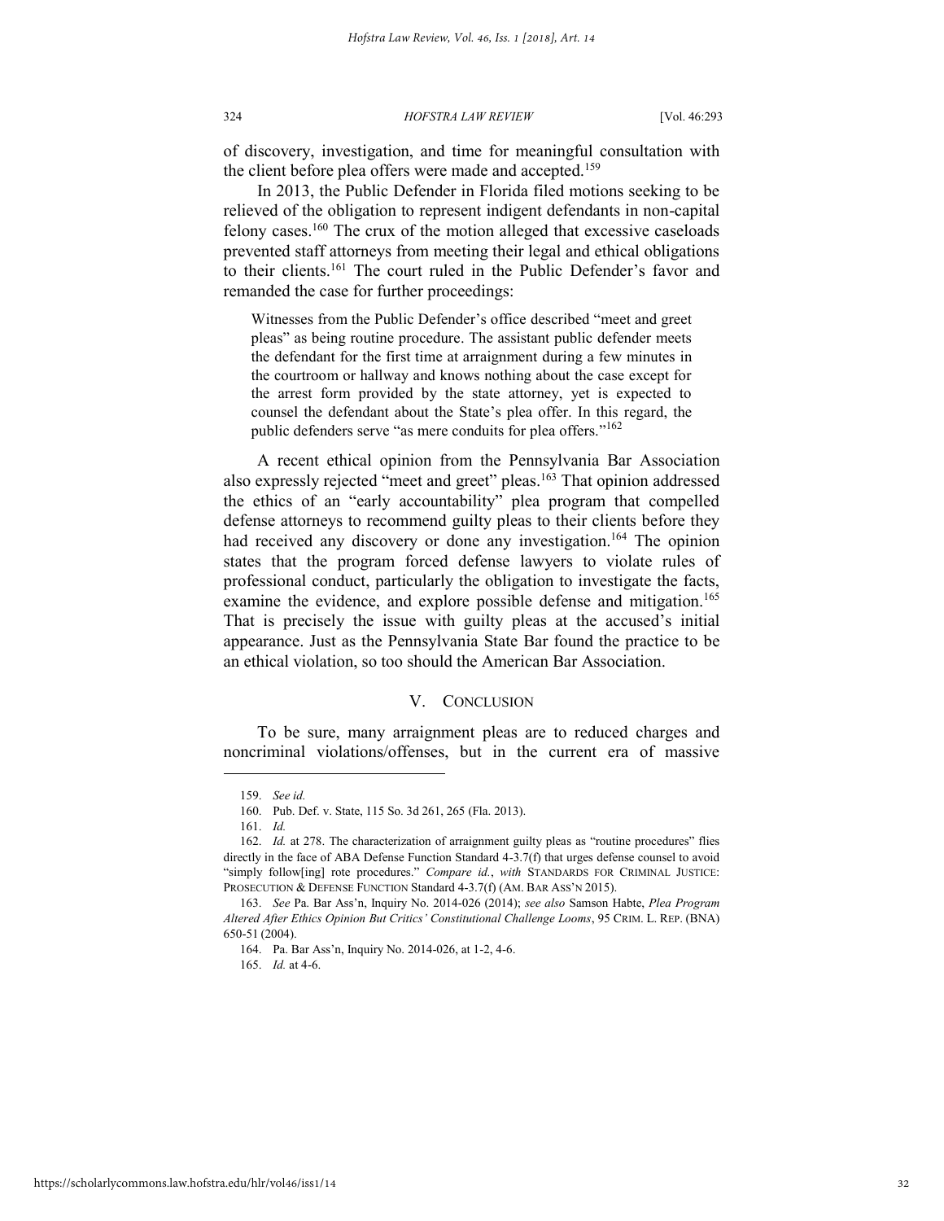of discovery, investigation, and time for meaningful consultation with the client before plea offers were made and accepted.[159]

In 2013, the Public Defender in Florida filed motions seeking to be relieved of the obligation to represent indigent defendants in non-capital felony cases.[160] The crux of the motion alleged that excessive caseloads prevented staff attorneys from meeting their legal and ethical obligations to their clients.[161] The court ruled in the Public Defender's favor and remanded the case for further proceedings:

> Witnesses from the Public Defender's office described "meet and greet pleas" as being routine procedure. The assistant public defender meets the defendant for the first time at arraignment during a few minutes in the courtroom or hallway and knows nothing about the case except for the arrest form provided by the state attorney, yet is expected to counsel the defendant about the State's plea offer. In this regard, the public defenders serve "as mere conduits for plea offers."[162]

A recent ethical opinion from the Pennsylvania Bar Association also expressly rejected "meet and greet" pleas.[163] That opinion addressed the ethics of an "early accountability" plea program that compelled defense attorneys to recommend guilty pleas to their clients before they had received any discovery or done any investigation.[164] The opinion states that the program forced defense lawyers to violate rules of professional conduct, particularly the obligation to investigate the facts, examine the evidence, and explore possible defense and mitigation.[165] That is precisely the issue with guilty pleas at the accused's initial appearance. Just as the Pennsylvania State Bar found the practice to be an ethical violation, so too should the American Bar Association.

## V. CONCLUSION

To be sure, many arraignment pleas are to reduced charges and noncriminal violations/offenses, but in the current era of massive

---

159. *See id.*

160. Pub. Def. v. State, 115 So. 3d 261, 265 (Fla. 2013).

161. *Id.*

162. *Id.* at 278. The characterization of arraignment guilty pleas as "routine procedures" flies directly in the face of ABA Defense Function Standard 4-3.7(f) that urges defense counsel to avoid "simply follow[ing] rote procedures." *Compare id.*, *with* STANDARDS FOR CRIMINAL JUSTICE: PROSECUTION & DEFENSE FUNCTION Standard 4-3.7(f) (AM. BAR ASS'N 2015).

163. *See* Pa. Bar Ass'n, Inquiry No. 2014-026 (2014); *see also* Samson Habte, *Plea Program Altered After Ethics Opinion But Critics' Constitutional Challenge Looms*, 95 CRIM. L. REP. (BNA) 650-51 (2004).

164. Pa. Bar Ass'n, Inquiry No. 2014-026, at 1-2, 4-6.

165. *Id.* at 4-6.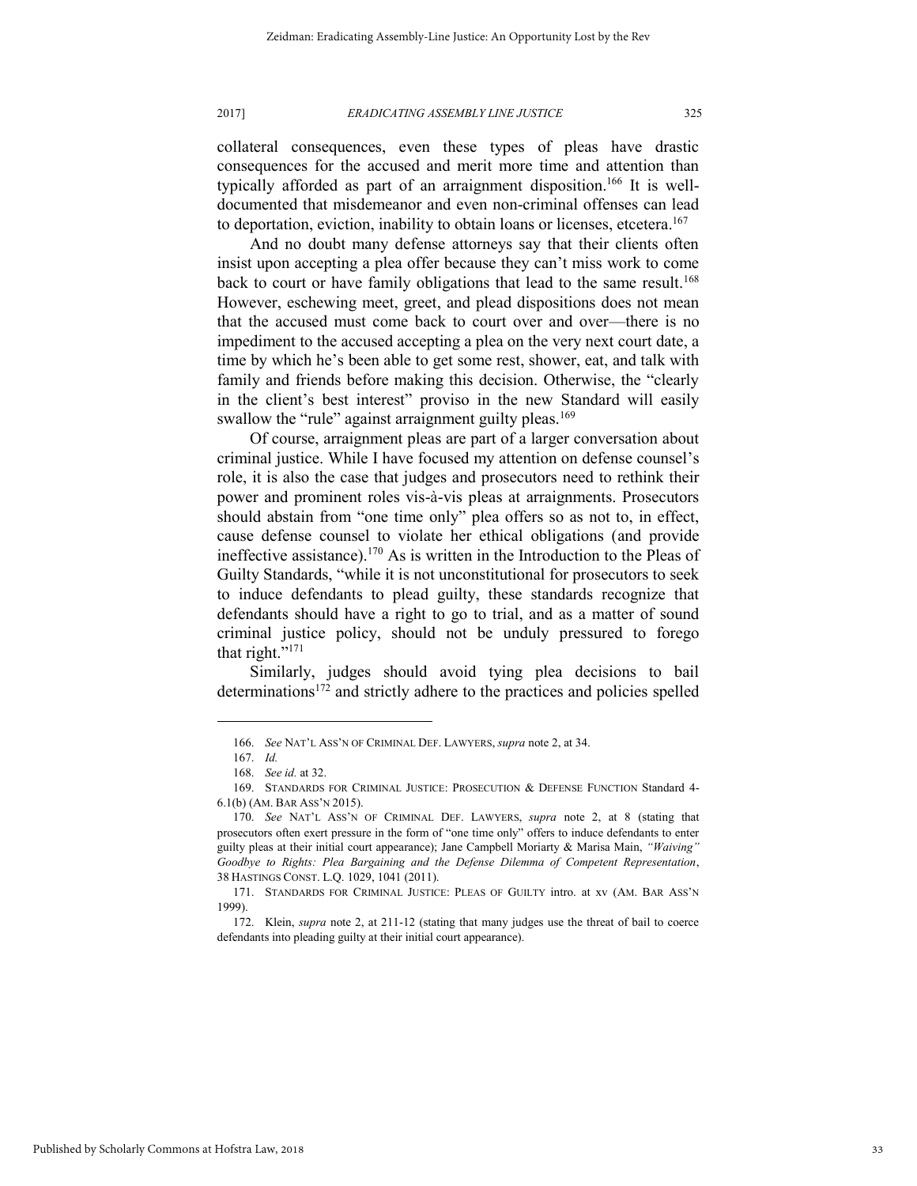collateral consequences, even these types of pleas have drastic consequences for the accused and merit more time and attention than typically afforded as part of an arraignment disposition.[166] It is well-documented that misdemeanor and even non-criminal offenses can lead to deportation, eviction, inability to obtain loans or licenses, etcetera.[167]

And no doubt many defense attorneys say that their clients often insist upon accepting a plea offer because they can't miss work to come back to court or have family obligations that lead to the same result.[168] However, eschewing meet, greet, and plead dispositions does not mean that the accused must come back to court over and over—there is no impediment to the accused accepting a plea on the very next court date, a time by which he's been able to get some rest, shower, eat, and talk with family and friends before making this decision. Otherwise, the "clearly in the client's best interest" proviso in the new Standard will easily swallow the "rule" against arraignment guilty pleas.[169]

Of course, arraignment pleas are part of a larger conversation about criminal justice. While I have focused my attention on defense counsel's role, it is also the case that judges and prosecutors need to rethink their power and prominent roles vis-à-vis pleas at arraignments. Prosecutors should abstain from "one time only" plea offers so as not to, in effect, cause defense counsel to violate her ethical obligations (and provide ineffective assistance).[170] As is written in the Introduction to the Pleas of Guilty Standards, "while it is not unconstitutional for prosecutors to seek to induce defendants to plead guilty, these standards recognize that defendants should have a right to go to trial, and as a matter of sound criminal justice policy, should not be unduly pressured to forego that right."[171]

Similarly, judges should avoid tying plea decisions to bail determinations[172] and strictly adhere to the practices and policies spelled

---

166. *See* NAT'L ASS'N OF CRIMINAL DEF. LAWYERS, *supra* note 2, at 34.

167. *Id.*

168. *See id.* at 32.

169. STANDARDS FOR CRIMINAL JUSTICE: PROSECUTION & DEFENSE FUNCTION Standard 4-6.1(b) (AM. BAR ASS'N 2015).

170. *See* NAT'L ASS'N OF CRIMINAL DEF. LAWYERS, *supra* note 2, at 8 (stating that prosecutors often exert pressure in the form of "one time only" offers to induce defendants to enter guilty pleas at their initial court appearance); Jane Campbell Moriarty & Marisa Main, *"Waiving" Goodbye to Rights: Plea Bargaining and the Defense Dilemma of Competent Representation*, 38 HASTINGS CONST. L.Q. 1029, 1041 (2011).

171. STANDARDS FOR CRIMINAL JUSTICE: PLEAS OF GUILTY intro. at xv (AM. BAR ASS'N 1999).

172. Klein, *supra* note 2, at 211-12 (stating that many judges use the threat of bail to coerce defendants into pleading guilty at their initial court appearance).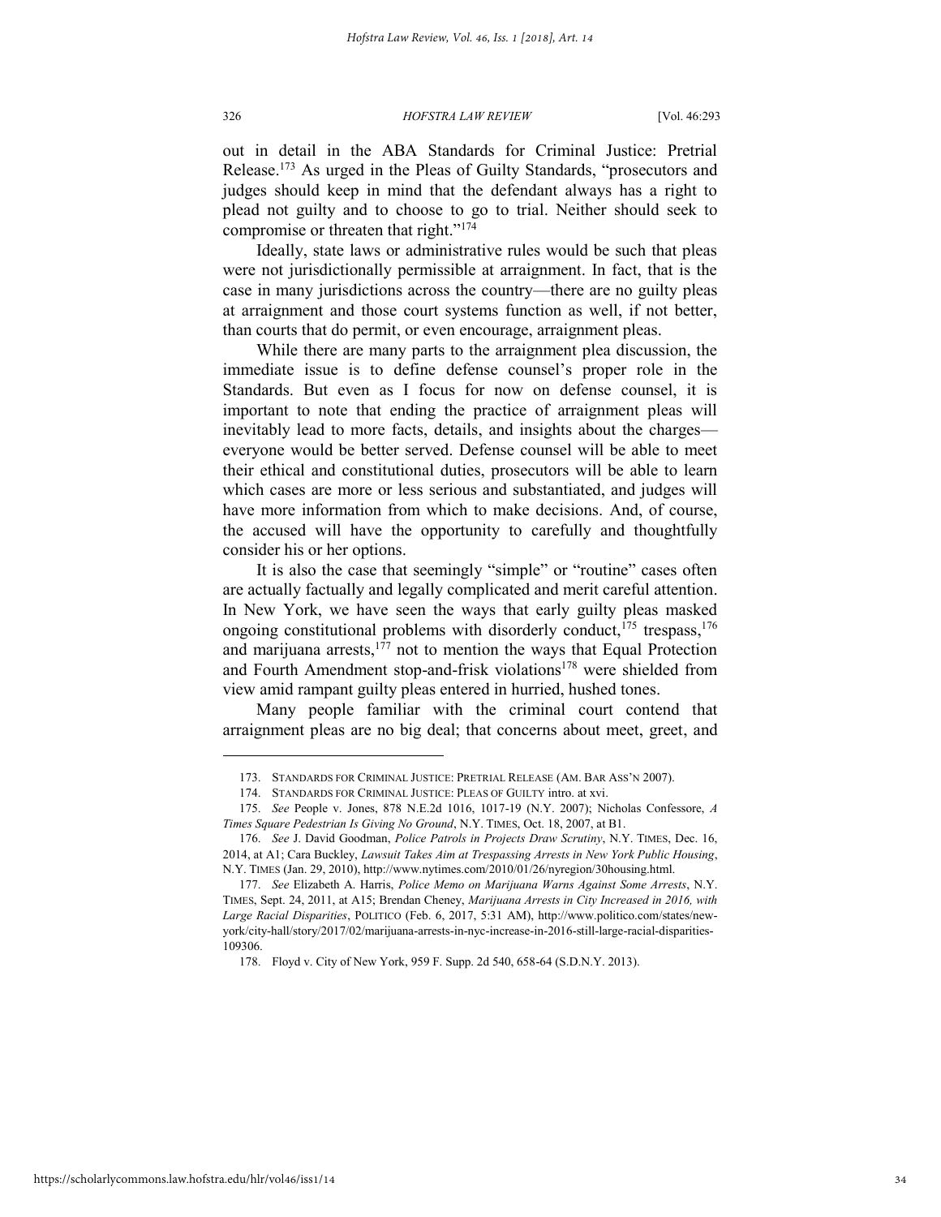out in detail in the ABA Standards for Criminal Justice: Pretrial Release.[173] As urged in the Pleas of Guilty Standards, "prosecutors and judges should keep in mind that the defendant always has a right to plead not guilty and to choose to go to trial. Neither should seek to compromise or threaten that right."[174]

Ideally, state laws or administrative rules would be such that pleas were not jurisdictionally permissible at arraignment. In fact, that is the case in many jurisdictions across the country—there are no guilty pleas at arraignment and those court systems function as well, if not better, than courts that do permit, or even encourage, arraignment pleas.

While there are many parts to the arraignment plea discussion, the immediate issue is to define defense counsel's proper role in the Standards. But even as I focus for now on defense counsel, it is important to note that ending the practice of arraignment pleas will inevitably lead to more facts, details, and insights about the charges—everyone would be better served. Defense counsel will be able to meet their ethical and constitutional duties, prosecutors will be able to learn which cases are more or less serious and substantiated, and judges will have more information from which to make decisions. And, of course, the accused will have the opportunity to carefully and thoughtfully consider his or her options.

It is also the case that seemingly "simple" or "routine" cases often are actually factually and legally complicated and merit careful attention. In New York, we have seen the ways that early guilty pleas masked ongoing constitutional problems with disorderly conduct,[175] trespass,[176] and marijuana arrests,[177] not to mention the ways that Equal Protection and Fourth Amendment stop-and-frisk violations[178] were shielded from view amid rampant guilty pleas entered in hurried, hushed tones.

Many people familiar with the criminal court contend that arraignment pleas are no big deal; that concerns about meet, greet, and

---

173. STANDARDS FOR CRIMINAL JUSTICE: PRETRIAL RELEASE (AM. BAR ASS'N 2007).

174. STANDARDS FOR CRIMINAL JUSTICE: PLEAS OF GUILTY intro. at xvi.

175. *See* People v. Jones, 878 N.E.2d 1016, 1017-19 (N.Y. 2007); Nicholas Confessore, *A Times Square Pedestrian Is Giving No Ground*, N.Y. TIMES, Oct. 18, 2007, at B1.

176. *See* J. David Goodman, *Police Patrols in Projects Draw Scrutiny*, N.Y. TIMES, Dec. 16, 2014, at A1; Cara Buckley, *Lawsuit Takes Aim at Trespassing Arrests in New York Public Housing*, N.Y. TIMES (Jan. 29, 2010), http://www.nytimes.com/2010/01/26/nyregion/30housing.html.

177. *See* Elizabeth A. Harris, *Police Memo on Marijuana Warns Against Some Arrests*, N.Y. TIMES, Sept. 24, 2011, at A15; Brendan Cheney, *Marijuana Arrests in City Increased in 2016, with Large Racial Disparities*, POLITICO (Feb. 6, 2017, 5:31 AM), http://www.politico.com/states/new-york/city-hall/story/2017/02/marijuana-arrests-in-nyc-increase-in-2016-still-large-racial-disparities-109306.

178. Floyd v. City of New York, 959 F. Supp. 2d 540, 658-64 (S.D.N.Y. 2013).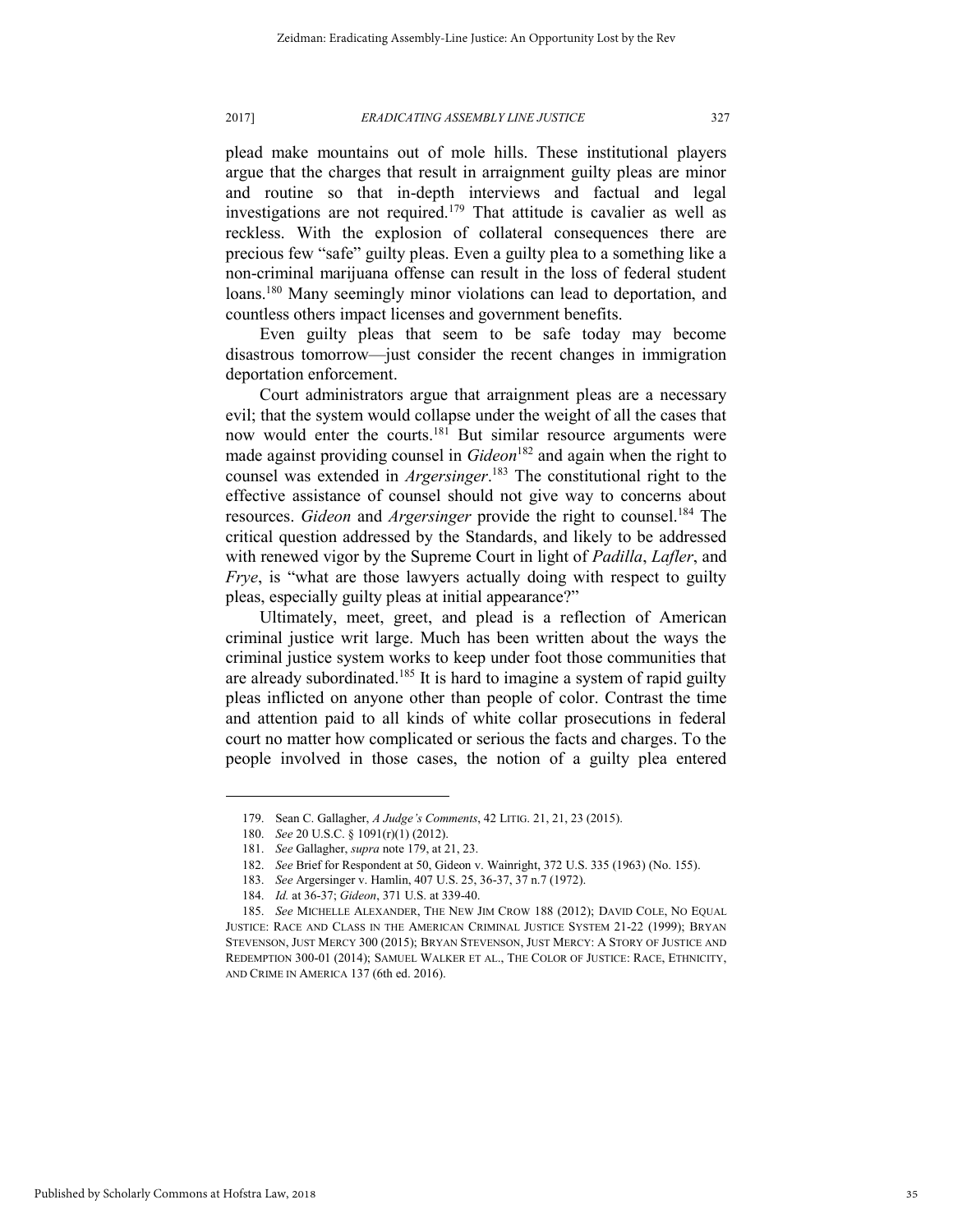plead make mountains out of mole hills. These institutional players argue that the charges that result in arraignment guilty pleas are minor and routine so that in-depth interviews and factual and legal investigations are not required.[179] That attitude is cavalier as well as reckless. With the explosion of collateral consequences there are precious few "safe" guilty pleas. Even a guilty plea to a something like a non-criminal marijuana offense can result in the loss of federal student loans.[180] Many seemingly minor violations can lead to deportation, and countless others impact licenses and government benefits.

Even guilty pleas that seem to be safe today may become disastrous tomorrow—just consider the recent changes in immigration deportation enforcement.

Court administrators argue that arraignment pleas are a necessary evil; that the system would collapse under the weight of all the cases that now would enter the courts.[181] But similar resource arguments were made against providing counsel in *Gideon*[182] and again when the right to counsel was extended in *Argersinger*.[183] The constitutional right to the effective assistance of counsel should not give way to concerns about resources. *Gideon* and *Argersinger* provide the right to counsel.[184] The critical question addressed by the Standards, and likely to be addressed with renewed vigor by the Supreme Court in light of *Padilla*, *Lafler*, and *Frye*, is "what are those lawyers actually doing with respect to guilty pleas, especially guilty pleas at initial appearance?"

Ultimately, meet, greet, and plead is a reflection of American criminal justice writ large. Much has been written about the ways the criminal justice system works to keep under foot those communities that are already subordinated.[185] It is hard to imagine a system of rapid guilty pleas inflicted on anyone other than people of color. Contrast the time and attention paid to all kinds of white collar prosecutions in federal court no matter how complicated or serious the facts and charges. To the people involved in those cases, the notion of a guilty plea entered

---

179. Sean C. Gallagher, *A Judge's Comments*, 42 LITIG. 21, 21, 23 (2015).

180. *See* 20 U.S.C. § 1091(r)(1) (2012).

181. *See* Gallagher, *supra* note 179, at 21, 23.

182. *See* Brief for Respondent at 50, Gideon v. Wainright, 372 U.S. 335 (1963) (No. 155).

183. *See* Argersinger v. Hamlin, 407 U.S. 25, 36-37, 37 n.7 (1972).

184. *Id.* at 36-37; *Gideon*, 371 U.S. at 339-40.

185. *See* MICHELLE ALEXANDER, THE NEW JIM CROW 188 (2012); DAVID COLE, NO EQUAL JUSTICE: RACE AND CLASS IN THE AMERICAN CRIMINAL JUSTICE SYSTEM 21-22 (1999); BRYAN STEVENSON, JUST MERCY 300 (2015); BRYAN STEVENSON, JUST MERCY: A STORY OF JUSTICE AND REDEMPTION 300-01 (2014); SAMUEL WALKER ET AL., THE COLOR OF JUSTICE: RACE, ETHNICITY, AND CRIME IN AMERICA 137 (6th ed. 2016).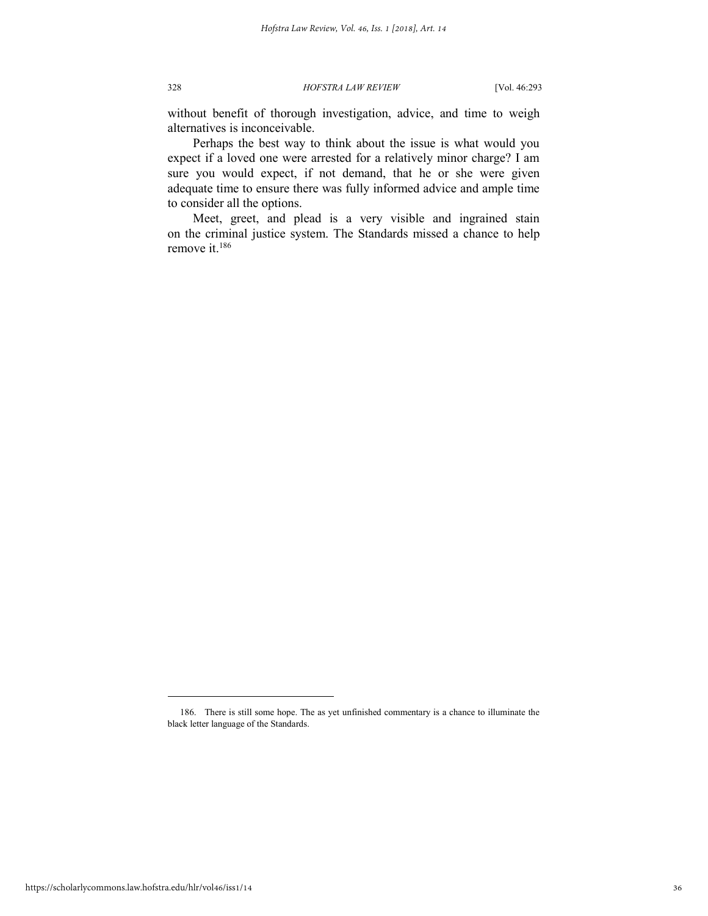without benefit of thorough investigation, advice, and time to weigh alternatives is inconceivable.

Perhaps the best way to think about the issue is what would you expect if a loved one were arrested for a relatively minor charge? I am sure you would expect, if not demand, that he or she were given adequate time to ensure there was fully informed advice and ample time to consider all the options.

Meet, greet, and plead is a very visible and ingrained stain on the criminal justice system. The Standards missed a chance to help remove it.[186]

---

186. There is still some hope. The as yet unfinished commentary is a chance to illuminate the black letter language of the Standards.